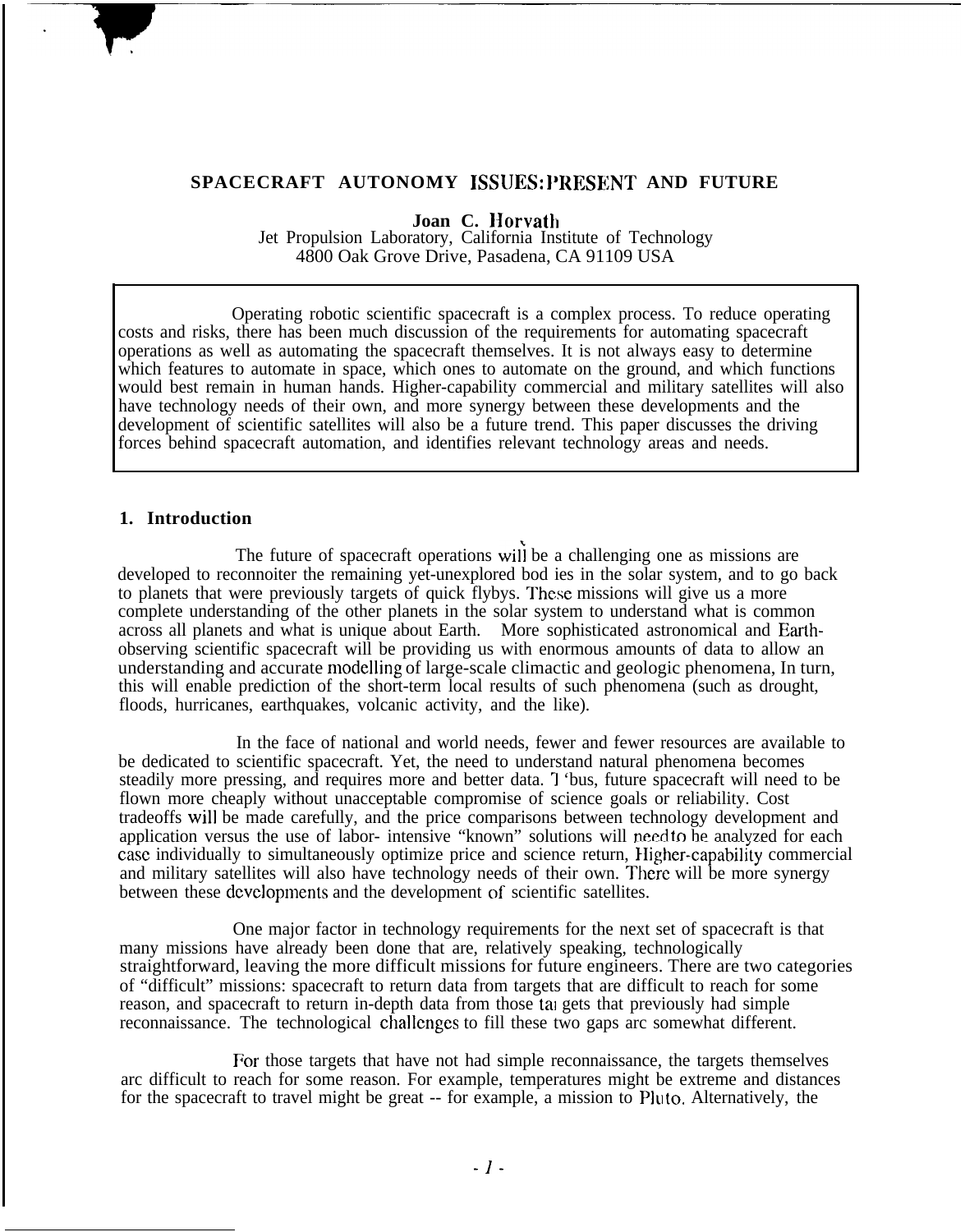# SPACECRAFT AUTONOMY ISSUES: PRESENT AND FUTURE

**Joan C. Horvath**
Jet Propulsion Laboratory, California Institute of Technology
4800 Oak Grove Drive, Pasadena, CA 91109 USA

Operating robotic scientific spacecraft is a complex process. To reduce operating costs and risks, there has been much discussion of the requirements for automating spacecraft operations as well as automating the spacecraft themselves. It is not always easy to determine which features to automate in space, which ones to automate on the ground, and which functions would best remain in human hands. Higher-capability commercial and military satellites will also have technology needs of their own, and more synergy between these developments and the development of scientific satellites will also be a future trend. This paper discusses the driving forces behind spacecraft automation, and identifies relevant technology areas and needs.

## 1. Introduction

The future of spacecraft operations will be a challenging one as missions are developed to reconnoiter the remaining yet-unexplored bod ies in the solar system, and to go back to planets that were previously targets of quick flybys. These missions will give us a more complete understanding of the other planets in the solar system to understand what is common across all planets and what is unique about Earth. More sophisticated astronomical and Earth-observing scientific spacecraft will be providing us with enormous amounts of data to allow an understanding and accurate modelling of large-scale climactic and geologic phenomena, In turn, this will enable prediction of the short-term local results of such phenomena (such as drought, floods, hurricanes, earthquakes, volcanic activity, and the like).

In the face of national and world needs, fewer and fewer resources are available to be dedicated to scientific spacecraft. Yet, the need to understand natural phenomena becomes steadily more pressing, and requires more and better data. Thus, future spacecraft will need to be flown more cheaply without unacceptable compromise of science goals or reliability. Cost tradeoffs will be made carefully, and the price comparisons between technology development and application versus the use of labor- intensive "known" solutions will need to be analyzed for each case individually to simultaneously optimize price and science return, Higher-capability commercial and military satellites will also have technology needs of their own. There will be more synergy between these developments and the development of scientific satellites.

One major factor in technology requirements for the next set of spacecraft is that many missions have already been done that are, relatively speaking, technologically straightforward, leaving the more difficult missions for future engineers. There are two categories of "difficult" missions: spacecraft to return data from targets that are difficult to reach for some reason, and spacecraft to return in-depth data from those targets that previously had simple reconnaissance. The technological challenges to fill these two gaps are somewhat different.

For those targets that have not had simple reconnaissance, the targets themselves are difficult to reach for some reason. For example, temperatures might be extreme and distances for the spacecraft to travel might be great -- for example, a mission to Pluto. Alternatively, the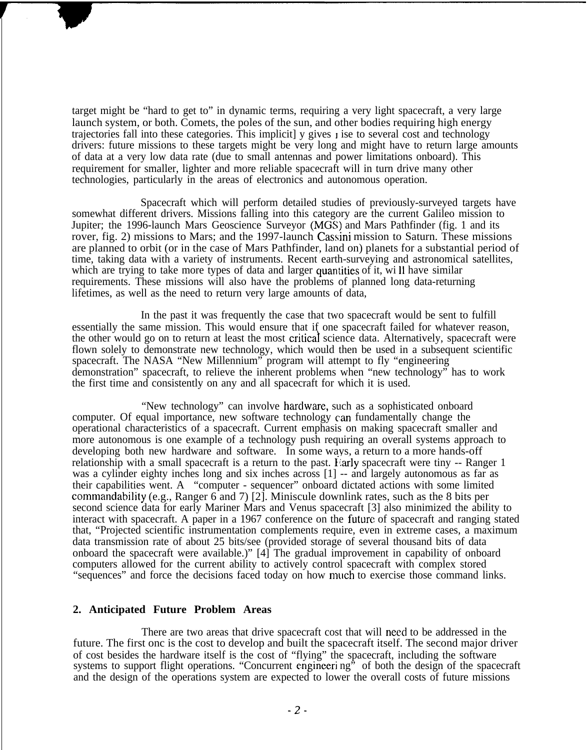target might be "hard to get to" in dynamic terms, requiring a very light spacecraft, a very large launch system, or both. Comets, the poles of the sun, and other bodies requiring high energy trajectories fall into these categories. This implicit] y gives ı ise to several cost and technology drivers: future missions to these targets might be very long and might have to return large amounts of data at a very low data rate (due to small antennas and power limitations onboard). This requirement for smaller, lighter and more reliable spacecraft will in turn drive many other technologies, particularly in the areas of electronics and autonomous operation.

Spacecraft which will perform detailed studies of previously-surveyed targets have somewhat different drivers. Missions falling into this category are the current Galileo mission to Jupiter; the 1996-launch Mars Geoscience Surveyor (MGS) and Mars Pathfinder (fig. 1 and its rover, fig. 2) missions to Mars; and the 1997-launch Cassini mission to Saturn. These missions are planned to orbit (or in the case of Mars Pathfinder, land on) planets for a substantial period of time, taking data with a variety of instruments. Recent earth-surveying and astronomical satellites, which are trying to take more types of data and larger quantities of it, wi ll have similar requirements. These missions will also have the problems of planned long data-returning lifetimes, as well as the need to return very large amounts of data,

In the past it was frequently the case that two spacecraft would be sent to fulfill essentially the same mission. This would ensure that if one spacecraft failed for whatever reason, the other would go on to return at least the most critical science data. Alternatively, spacecraft were flown solely to demonstrate new technology, which would then be used in a subsequent scientific spacecraft. The NASA "New Millennium" program will attempt to fly "engineering demonstration" spacecraft, to relieve the inherent problems when "new technology" has to work the first time and consistently on any and all spacecraft for which it is used.

"New technology" can involve hardware, such as a sophisticated onboard computer. Of equal importance, new software technology can fundamentally change the operational characteristics of a spacecraft. Current emphasis on making spacecraft smaller and more autonomous is one example of a technology push requiring an overall systems approach to developing both new hardware and software. In some ways, a return to a more hands-off relationship with a small spacecraft is a return to the past. Early spacecraft were tiny -- Ranger 1 was a cylinder eighty inches long and six inches across [1] -- and largely autonomous as far as their capabilities went. A "computer - sequencer" onboard dictated actions with some limited commandability (e.g., Ranger 6 and 7) [2]. Miniscule downlink rates, such as the 8 bits per second science data for early Mariner Mars and Venus spacecraft [3] also minimized the ability to interact with spacecraft. A paper in a 1967 conference on the future of spacecraft and ranging stated that, "Projected scientific instrumentation complements require, even in extreme cases, a maximum data transmission rate of about 25 bits/see (provided storage of several thousand bits of data onboard the spacecraft were available.)" [4] The gradual improvement in capability of onboard computers allowed for the current ability to actively control spacecraft with complex stored "sequences" and force the decisions faced today on how much to exercise those command links.

## 2. Anticipated Future Problem Areas

There are two areas that drive spacecraft cost that will need to be addressed in the future. The first onc is the cost to develop and built the spacecraft itself. The second major driver of cost besides the hardware itself is the cost of "flying" the spacecraft, including the software systems to support flight operations. "Concurrent engineeri ng" of both the design of the spacecraft and the design of the operations system are expected to lower the overall costs of future missions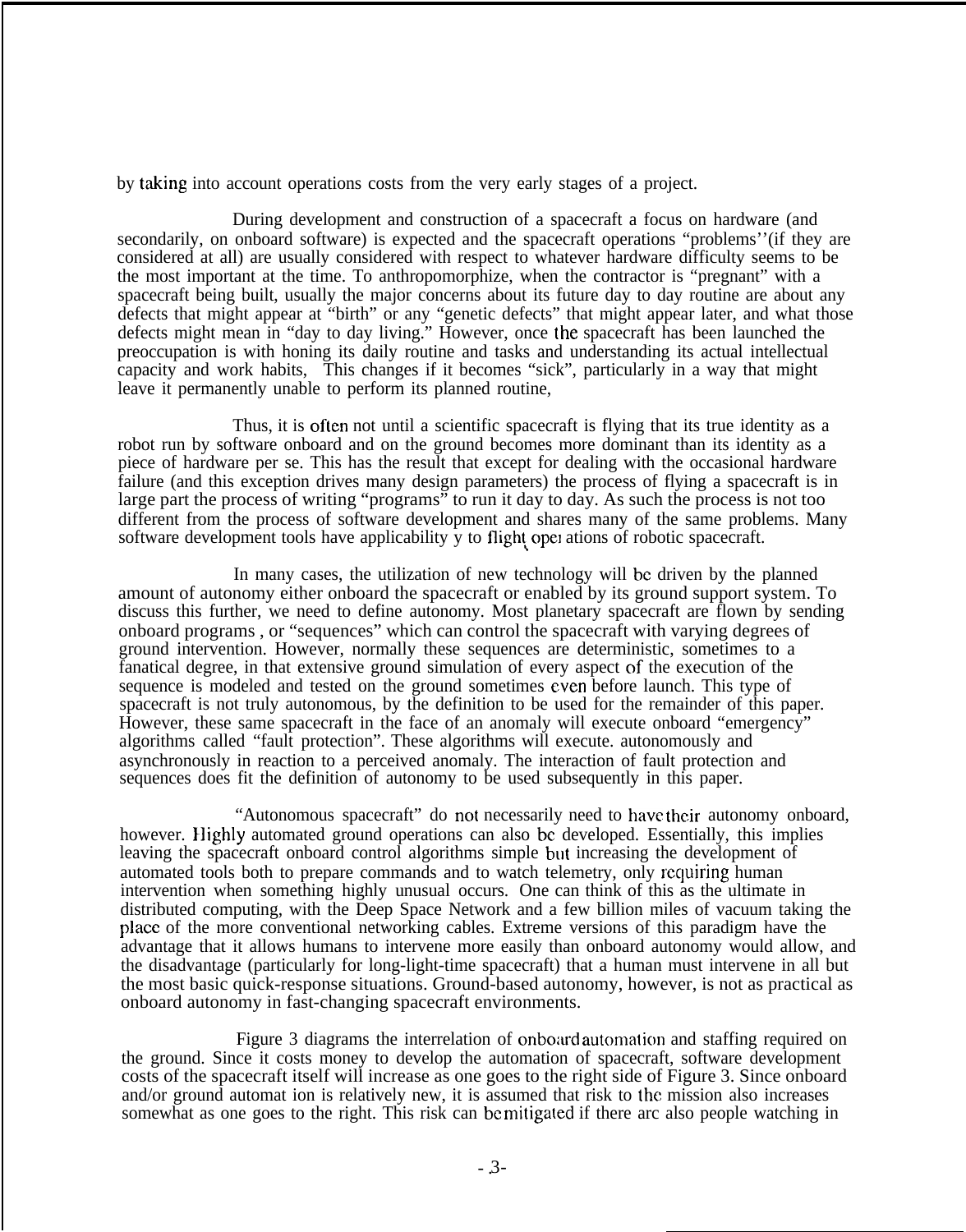by taking into account operations costs from the very early stages of a project.

During development and construction of a spacecraft a focus on hardware (and secondarily, on onboard software) is expected and the spacecraft operations "problems''(if they are considered at all) are usually considered with respect to whatever hardware difficulty seems to be the most important at the time. To anthropomorphize, when the contractor is "pregnant" with a spacecraft being built, usually the major concerns about its future day to day routine are about any defects that might appear at "birth" or any "genetic defects" that might appear later, and what those defects might mean in "day to day living." However, once the spacecraft has been launched the preoccupation is with honing its daily routine and tasks and understanding its actual intellectual capacity and work habits, This changes if it becomes "sick", particularly in a way that might leave it permanently unable to perform its planned routine,

Thus, it is often not until a scientific spacecraft is flying that its true identity as a robot run by software onboard and on the ground becomes more dominant than its identity as a piece of hardware per se. This has the result that except for dealing with the occasional hardware failure (and this exception drives many design parameters) the process of flying a spacecraft is in large part the process of writing "programs" to run it day to day. As such the process is not too different from the process of software development and shares many of the same problems. Many software development tools have applicability y to flight operations of robotic spacecraft.

In many cases, the utilization of new technology will be driven by the planned amount of autonomy either onboard the spacecraft or enabled by its ground support system. To discuss this further, we need to define autonomy. Most planetary spacecraft are flown by sending onboard programs , or "sequences" which can control the spacecraft with varying degrees of ground intervention. However, normally these sequences are deterministic, sometimes to a fanatical degree, in that extensive ground simulation of every aspect of the execution of the sequence is modeled and tested on the ground sometimes even before launch. This type of spacecraft is not truly autonomous, by the definition to be used for the remainder of this paper. However, these same spacecraft in the face of an anomaly will execute onboard "emergency" algorithms called "fault protection". These algorithms will execute. autonomously and asynchronously in reaction to a perceived anomaly. The interaction of fault protection and sequences does fit the definition of autonomy to be used subsequently in this paper.

"Autonomous spacecraft" do not necessarily need to have their autonomy onboard, however. Highly automated ground operations can also be developed. Essentially, this implies leaving the spacecraft onboard control algorithms simple but increasing the development of automated tools both to prepare commands and to watch telemetry, only requiring human intervention when something highly unusual occurs. One can think of this as the ultimate in distributed computing, with the Deep Space Network and a few billion miles of vacuum taking the place of the more conventional networking cables. Extreme versions of this paradigm have the advantage that it allows humans to intervene more easily than onboard autonomy would allow, and the disadvantage (particularly for long-light-time spacecraft) that a human must intervene in all but the most basic quick-response situations. Ground-based autonomy, however, is not as practical as onboard autonomy in fast-changing spacecraft environments.

Figure 3 diagrams the interrelation of onboard automation and staffing required on the ground. Since it costs money to develop the automation of spacecraft, software development costs of the spacecraft itself will increase as one goes to the right side of Figure 3. Since onboard and/or ground automat ion is relatively new, it is assumed that risk to the mission also increases somewhat as one goes to the right. This risk can be mitigated if there arc also people watching in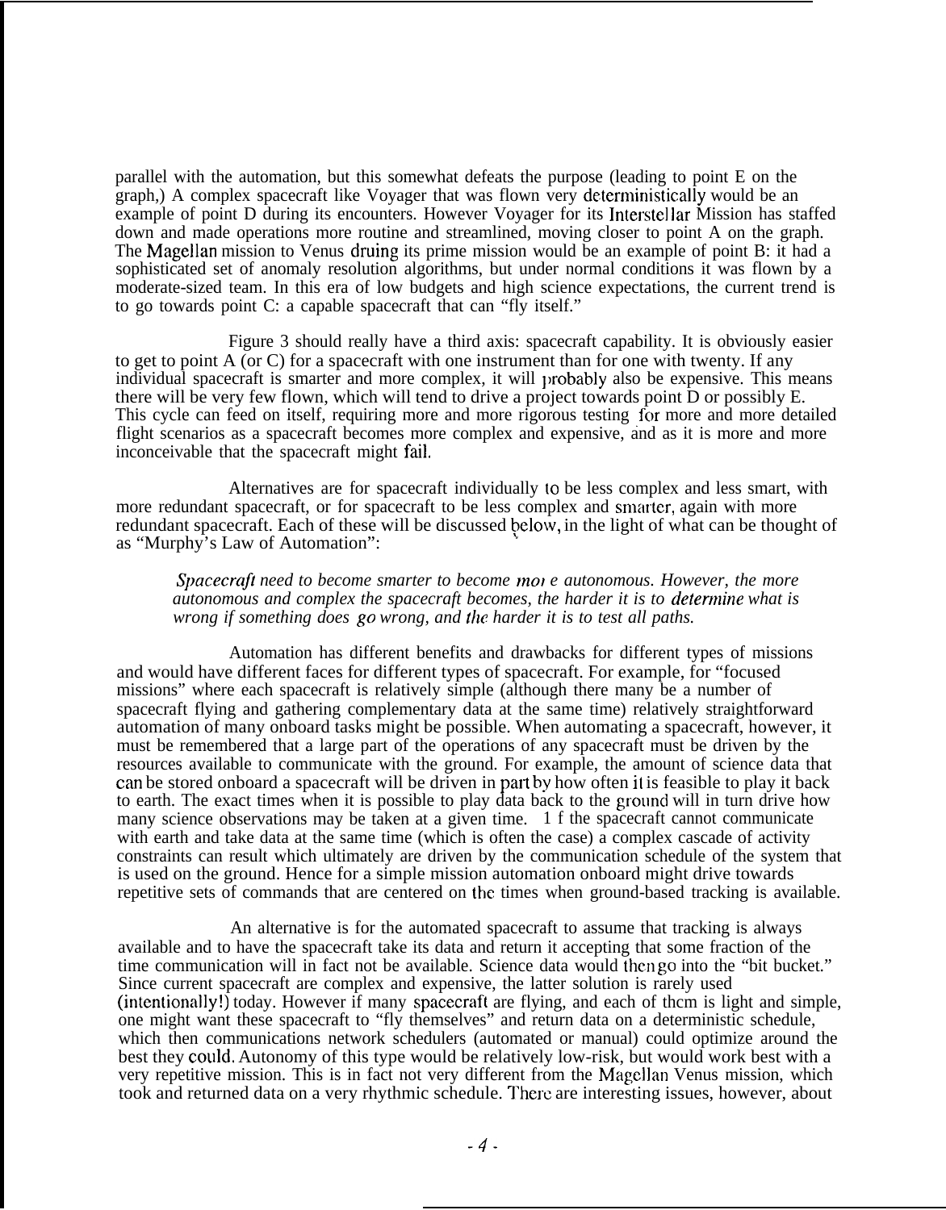parallel with the automation, but this somewhat defeats the purpose (leading to point E on the graph,) A complex spacecraft like Voyager that was flown very deterministically would be an example of point D during its encounters. However Voyager for its Interstellar Mission has staffed down and made operations more routine and streamlined, moving closer to point A on the graph. The Magellan mission to Venus druing its prime mission would be an example of point B: it had a sophisticated set of anomaly resolution algorithms, but under normal conditions it was flown by a moderate-sized team. In this era of low budgets and high science expectations, the current trend is to go towards point C: a capable spacecraft that can "fly itself."

Figure 3 should really have a third axis: spacecraft capability. It is obviously easier to get to point A (or C) for a spacecraft with one instrument than for one with twenty. If any individual spacecraft is smarter and more complex, it will probably also be expensive. This means there will be very few flown, which will tend to drive a project towards point D or possibly E. This cycle can feed on itself, requiring more and more rigorous testing for more and more detailed flight scenarios as a spacecraft becomes more complex and expensive, and as it is more and more inconceivable that the spacecraft might fail.

Alternatives are for spacecraft individually to be less complex and less smart, with more redundant spacecraft, or for spacecraft to be less complex and smarter, again with more redundant spacecraft. Each of these will be discussed below, in the light of what can be thought of as "Murphy's Law of Automation":

> *Spacecraft need to become smarter to become more autonomous. However, the more autonomous and complex the spacecraft becomes, the harder it is to determine what is wrong if something does go wrong, and the harder it is to test all paths.*

Automation has different benefits and drawbacks for different types of missions and would have different faces for different types of spacecraft. For example, for "focused missions" where each spacecraft is relatively simple (although there many be a number of spacecraft flying and gathering complementary data at the same time) relatively straightforward automation of many onboard tasks might be possible. When automating a spacecraft, however, it must be remembered that a large part of the operations of any spacecraft must be driven by the resources available to communicate with the ground. For example, the amount of science data that can be stored onboard a spacecraft will be driven in part by how often it is feasible to play it back to earth. The exact times when it is possible to play data back to the ground will in turn drive how many science observations may be taken at a given time. 1 f the spacecraft cannot communicate with earth and take data at the same time (which is often the case) a complex cascade of activity constraints can result which ultimately are driven by the communication schedule of the system that is used on the ground. Hence for a simple mission automation onboard might drive towards repetitive sets of commands that are centered on the times when ground-based tracking is available.

An alternative is for the automated spacecraft to assume that tracking is always available and to have the spacecraft take its data and return it accepting that some fraction of the time communication will in fact not be available. Science data would then go into the "bit bucket." Since current spacecraft are complex and expensive, the latter solution is rarely used (intentionally!) today. However if many spacecraft are flying, and each of them is light and simple, one might want these spacecraft to "fly themselves" and return data on a deterministic schedule, which then communications network schedulers (automated or manual) could optimize around the best they could. Autonomy of this type would be relatively low-risk, but would work best with a very repetitive mission. This is in fact not very different from the Magellan Venus mission, which took and returned data on a very rhythmic schedule. There are interesting issues, however, about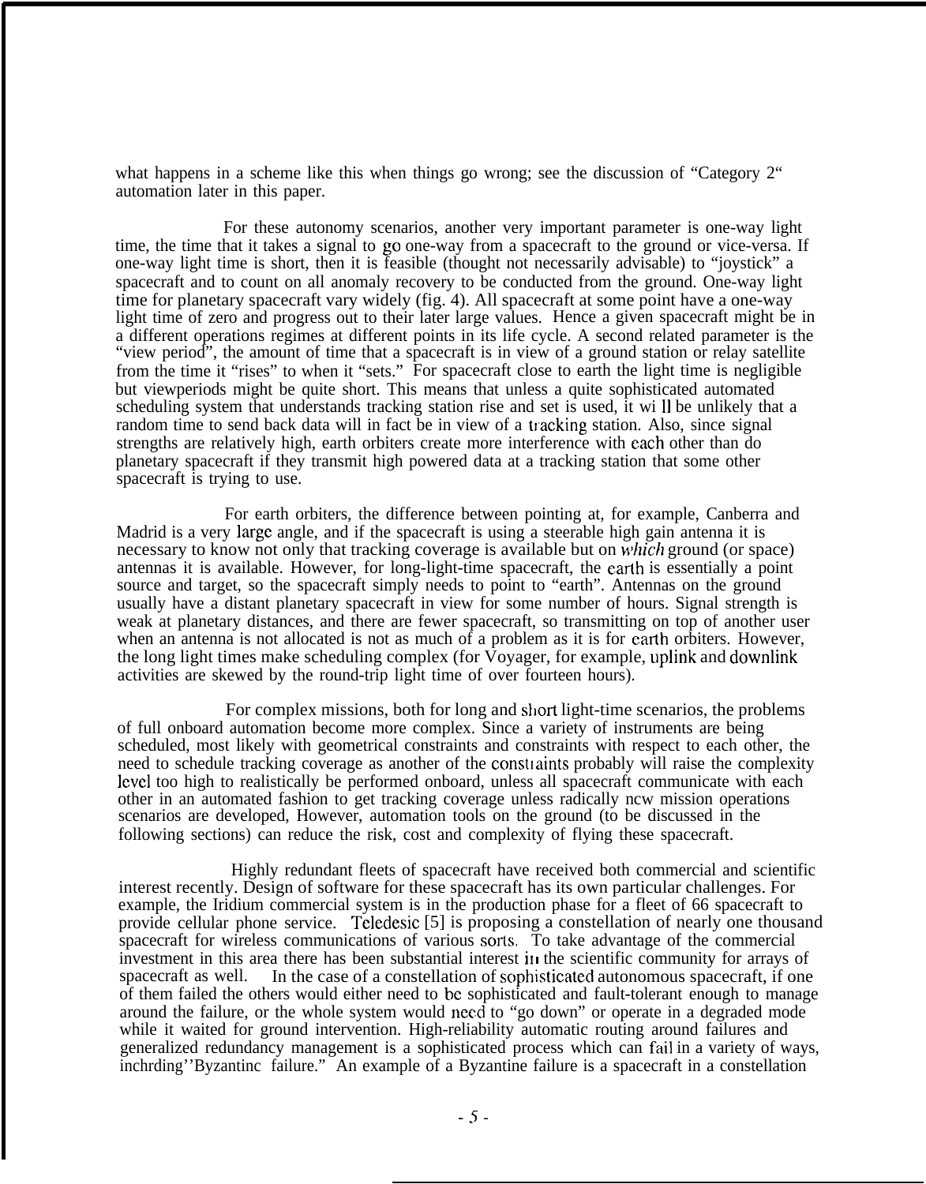what happens in a scheme like this when things go wrong; see the discussion of "Category 2" automation later in this paper.

For these autonomy scenarios, another very important parameter is one-way light time, the time that it takes a signal to go one-way from a spacecraft to the ground or vice-versa. If one-way light time is short, then it is feasible (thought not necessarily advisable) to "joystick" a spacecraft and to count on all anomaly recovery to be conducted from the ground. One-way light time for planetary spacecraft vary widely (fig. 4). All spacecraft at some point have a one-way light time of zero and progress out to their later large values. Hence a given spacecraft might be in a different operations regimes at different points in its life cycle. A second related parameter is the "view period", the amount of time that a spacecraft is in view of a ground station or relay satellite from the time it "rises" to when it "sets." For spacecraft close to earth the light time is negligible but viewperiods might be quite short. This means that unless a quite sophisticated automated scheduling system that understands tracking station rise and set is used, it wi ll be unlikely that a random time to send back data will in fact be in view of a tracking station. Also, since signal strengths are relatively high, earth orbiters create more interference with each other than do planetary spacecraft if they transmit high powered data at a tracking station that some other spacecraft is trying to use.

For earth orbiters, the difference between pointing at, for example, Canberra and Madrid is a very large angle, and if the spacecraft is using a steerable high gain antenna it is necessary to know not only that tracking coverage is available but on *which* ground (or space) antennas it is available. However, for long-light-time spacecraft, the earth is essentially a point source and target, so the spacecraft simply needs to point to "earth". Antennas on the ground usually have a distant planetary spacecraft in view for some number of hours. Signal strength is weak at planetary distances, and there are fewer spacecraft, so transmitting on top of another user when an antenna is not allocated is not as much of a problem as it is for earth orbiters. However, the long light times make scheduling complex (for Voyager, for example, uplink and downlink activities are skewed by the round-trip light time of over fourteen hours).

For complex missions, both for long and short light-time scenarios, the problems of full onboard automation become more complex. Since a variety of instruments are being scheduled, most likely with geometrical constraints and constraints with respect to each other, the need to schedule tracking coverage as another of the constraints probably will raise the complexity level too high to realistically be performed onboard, unless all spacecraft communicate with each other in an automated fashion to get tracking coverage unless radically new mission operations scenarios are developed, However, automation tools on the ground (to be discussed in the following sections) can reduce the risk, cost and complexity of flying these spacecraft.

Highly redundant fleets of spacecraft have received both commercial and scientific interest recently. Design of software for these spacecraft has its own particular challenges. For example, the Iridium commercial system is in the production phase for a fleet of 66 spacecraft to provide cellular phone service. Teledesic [5] is proposing a constellation of nearly one thousand spacecraft for wireless communications of various sorts. To take advantage of the commercial investment in this area there has been substantial interest in the scientific community for arrays of spacecraft as well. In the case of a constellation of sophisticated autonomous spacecraft, if one of them failed the others would either need to be sophisticated and fault-tolerant enough to manage around the failure, or the whole system would need to "go down" or operate in a degraded mode while it waited for ground intervention. High-reliability automatic routing around failures and generalized redundancy management is a sophisticated process which can fail in a variety of ways, including "Byzantine failure." An example of a Byzantine failure is a spacecraft in a constellation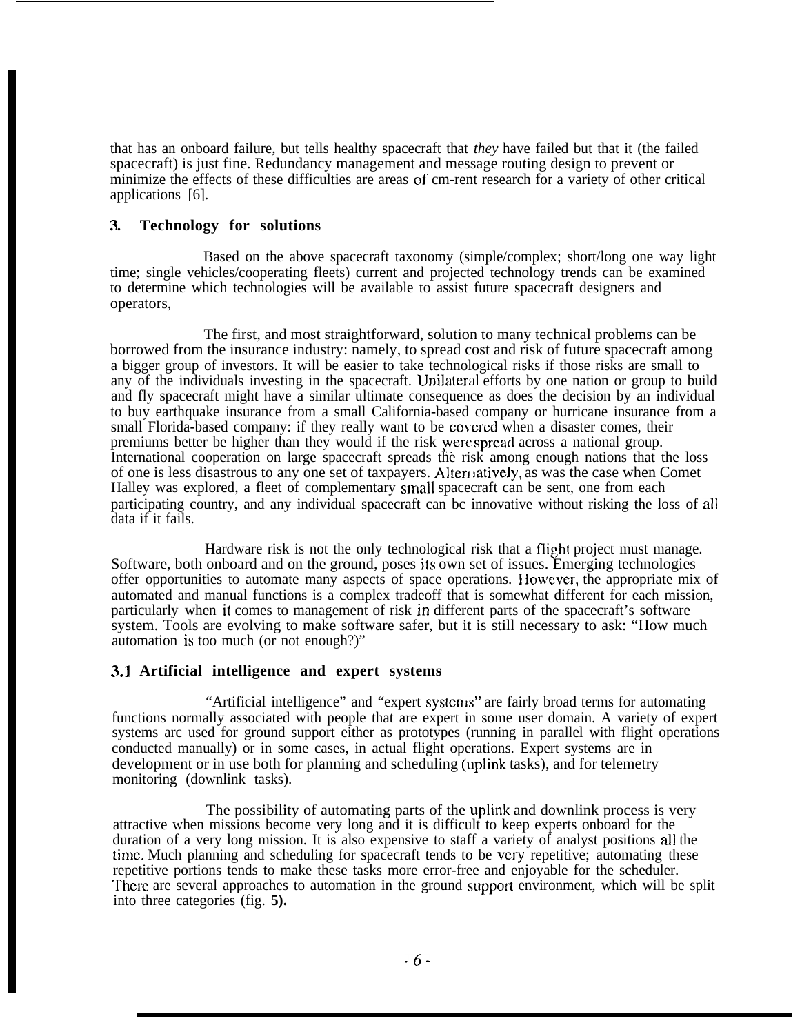that has an onboard failure, but tells healthy spacecraft that *they* have failed but that it (the failed spacecraft) is just fine. Redundancy management and message routing design to prevent or minimize the effects of these difficulties are areas of cm-rent research for a variety of other critical applications [6].

## 3. Technology for solutions

Based on the above spacecraft taxonomy (simple/complex; short/long one way light time; single vehicles/cooperating fleets) current and projected technology trends can be examined to determine which technologies will be available to assist future spacecraft designers and operators,

The first, and most straightforward, solution to many technical problems can be borrowed from the insurance industry: namely, to spread cost and risk of future spacecraft among a bigger group of investors. It will be easier to take technological risks if those risks are small to any of the individuals investing in the spacecraft. Unilateral efforts by one nation or group to build and fly spacecraft might have a similar ultimate consequence as does the decision by an individual to buy earthquake insurance from a small California-based company or hurricane insurance from a small Florida-based company: if they really want to be covered when a disaster comes, their premiums better be higher than they would if the risk were spread across a national group. International cooperation on large spacecraft spreads the risk among enough nations that the loss of one is less disastrous to any one set of taxpayers. Alternatively, as was the case when Comet Halley was explored, a fleet of complementary small spacecraft can be sent, one from each participating country, and any individual spacecraft can bc innovative without risking the loss of all data if it fails.

Hardware risk is not the only technological risk that a flight project must manage. Software, both onboard and on the ground, poses its own set of issues. Emerging technologies offer opportunities to automate many aspects of space operations. However, the appropriate mix of automated and manual functions is a complex tradeoff that is somewhat different for each mission, particularly when it comes to management of risk in different parts of the spacecraft's software system. Tools are evolving to make software safer, but it is still necessary to ask: "How much automation is too much (or not enough?)"

### 3.1 Artificial intelligence and expert systems

"Artificial intelligence" and "expert systems" are fairly broad terms for automating functions normally associated with people that are expert in some user domain. A variety of expert systems arc used for ground support either as prototypes (running in parallel with flight operations conducted manually) or in some cases, in actual flight operations. Expert systems are in development or in use both for planning and scheduling (uplink tasks), and for telemetry monitoring (downlink tasks).

The possibility of automating parts of the uplink and downlink process is very attractive when missions become very long and it is difficult to keep experts onboard for the duration of a very long mission. It is also expensive to staff a variety of analyst positions all the time. Much planning and scheduling for spacecraft tends to be very repetitive; automating these repetitive portions tends to make these tasks more error-free and enjoyable for the scheduler. There are several approaches to automation in the ground support environment, which will be split into three categories (fig. 5).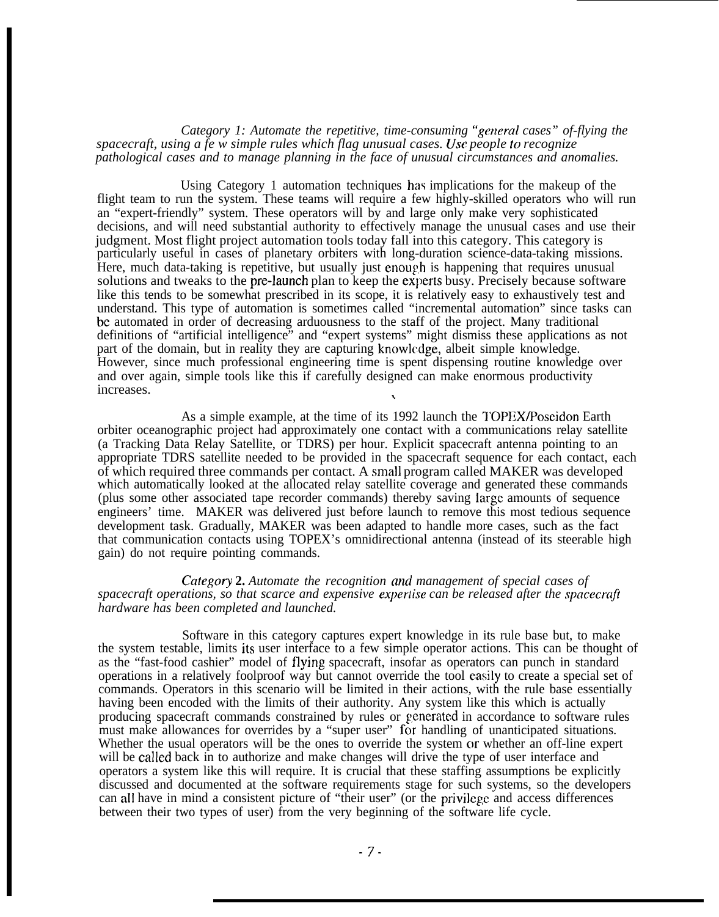*Category 1: Automate the repetitive, time-consuming "general cases" of-flying the spacecraft, using a fe w simple rules which flag unusual cases. Use people to recognize pathological cases and to manage planning in the face of unusual circumstances and anomalies.*

Using Category 1 automation techniques has implications for the makeup of the flight team to run the system. These teams will require a few highly-skilled operators who will run an "expert-friendly" system. These operators will by and large only make very sophisticated decisions, and will need substantial authority to effectively manage the unusual cases and use their judgment. Most flight project automation tools today fall into this category. This category is particularly useful in cases of planetary orbiters with long-duration science-data-taking missions. Here, much data-taking is repetitive, but usually just enough is happening that requires unusual solutions and tweaks to the pre-launch plan to keep the experts busy. Precisely because software like this tends to be somewhat prescribed in its scope, it is relatively easy to exhaustively test and understand. This type of automation is sometimes called "incremental automation" since tasks can be automated in order of decreasing arduousness to the staff of the project. Many traditional definitions of "artificial intelligence" and "expert systems" might dismiss these applications as not part of the domain, but in reality they are capturing knowledge, albeit simple knowledge. However, since much professional engineering time is spent dispensing routine knowledge over and over again, simple tools like this if carefully designed can make enormous productivity increases.

As a simple example, at the time of its 1992 launch the TOPEX/Poseidon Earth orbiter oceanographic project had approximately one contact with a communications relay satellite (a Tracking Data Relay Satellite, or TDRS) per hour. Explicit spacecraft antenna pointing to an appropriate TDRS satellite needed to be provided in the spacecraft sequence for each contact, each of which required three commands per contact. A small program called MAKER was developed which automatically looked at the allocated relay satellite coverage and generated these commands (plus some other associated tape recorder commands) thereby saving large amounts of sequence engineers' time. MAKER was delivered just before launch to remove this most tedious sequence development task. Gradually, MAKER was been adapted to handle more cases, such as the fact that communication contacts using TOPEX's omnidirectional antenna (instead of its steerable high gain) do not require pointing commands.

*Category* **2.** *Automate the recognition and management of special cases of spacecraft operations, so that scarce and expensive expertise can be released after the spacecraft hardware has been completed and launched.*

Software in this category captures expert knowledge in its rule base but, to make the system testable, limits its user interface to a few simple operator actions. This can be thought of as the "fast-food cashier" model of flying spacecraft, insofar as operators can punch in standard operations in a relatively foolproof way but cannot override the tool easily to create a special set of commands. Operators in this scenario will be limited in their actions, with the rule base essentially having been encoded with the limits of their authority. Any system like this which is actually producing spacecraft commands constrained by rules or generated in accordance to software rules must make allowances for overrides by a "super user" for handling of unanticipated situations. Whether the usual operators will be the ones to override the system or whether an off-line expert will be called back in to authorize and make changes will drive the type of user interface and operators a system like this will require. It is crucial that these staffing assumptions be explicitly discussed and documented at the software requirements stage for such systems, so the developers can all have in mind a consistent picture of "their user" (or the privilege and access differences between their two types of user) from the very beginning of the software life cycle.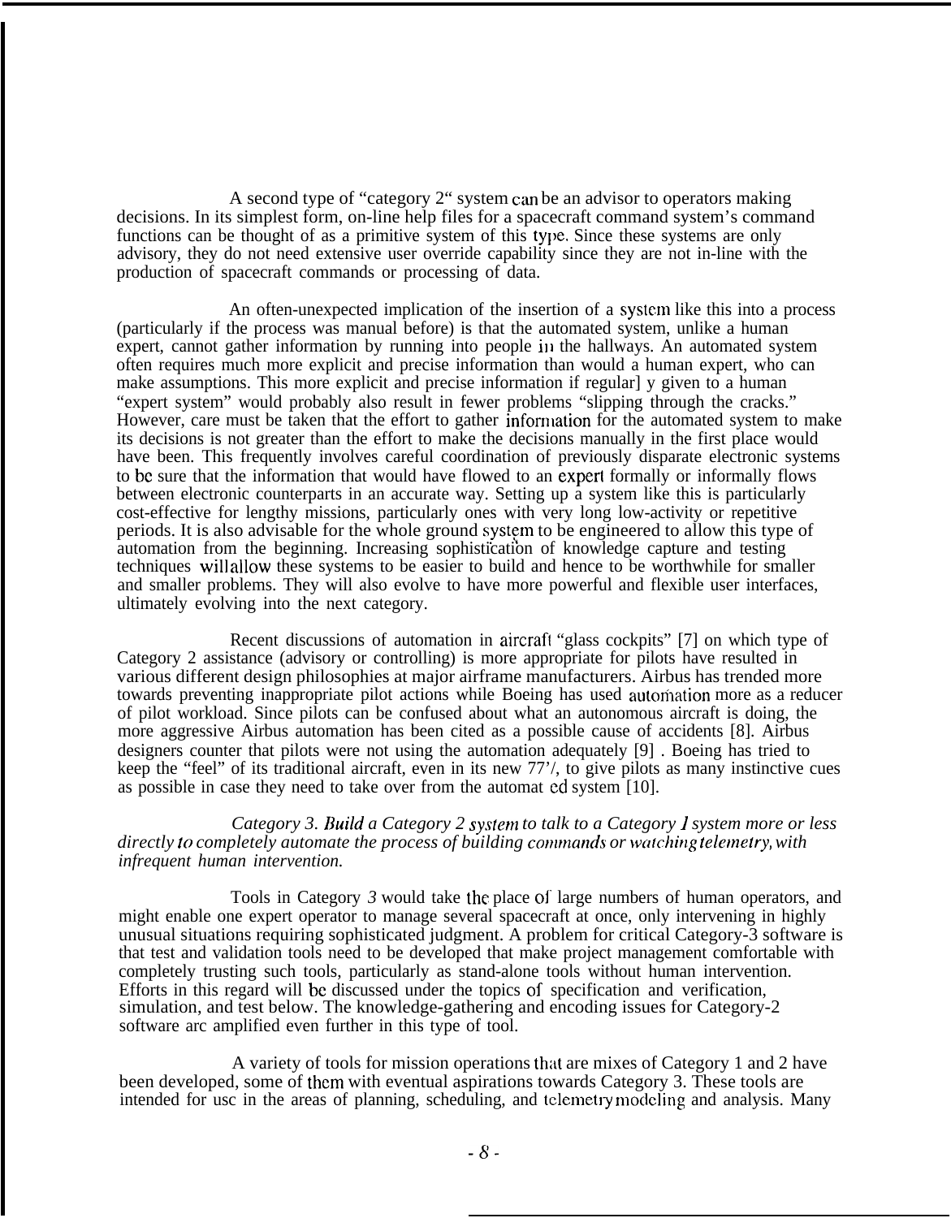A second type of "category 2" system can be an advisor to operators making decisions. In its simplest form, on-line help files for a spacecraft command system's command functions can be thought of as a primitive system of this type. Since these systems are only advisory, they do not need extensive user override capability since they are not in-line with the production of spacecraft commands or processing of data.

An often-unexpected implication of the insertion of a system like this into a process (particularly if the process was manual before) is that the automated system, unlike a human expert, cannot gather information by running into people in the hallways. An automated system often requires much more explicit and precise information than would a human expert, who can make assumptions. This more explicit and precise information if regular] y given to a human "expert system" would probably also result in fewer problems "slipping through the cracks." However, care must be taken that the effort to gather information for the automated system to make its decisions is not greater than the effort to make the decisions manually in the first place would have been. This frequently involves careful coordination of previously disparate electronic systems to be sure that the information that would have flowed to an expert formally or informally flows between electronic counterparts in an accurate way. Setting up a system like this is particularly cost-effective for lengthy missions, particularly ones with very long low-activity or repetitive periods. It is also advisable for the whole ground system to be engineered to allow this type of automation from the beginning. Increasing sophistication of knowledge capture and testing techniques will allow these systems to be easier to build and hence to be worthwhile for smaller and smaller problems. They will also evolve to have more powerful and flexible user interfaces, ultimately evolving into the next category.

Recent discussions of automation in aircraft "glass cockpits" [7] on which type of Category 2 assistance (advisory or controlling) is more appropriate for pilots have resulted in various different design philosophies at major airframe manufacturers. Airbus has trended more towards preventing inappropriate pilot actions while Boeing has used automation more as a reducer of pilot workload. Since pilots can be confused about what an autonomous aircraft is doing, the more aggressive Airbus automation has been cited as a possible cause of accidents [8]. Airbus designers counter that pilots were not using the automation adequately [9] . Boeing has tried to keep the "feel" of its traditional aircraft, even in its new 77'/, to give pilots as many instinctive cues as possible in case they need to take over from the automat ed system [10].

*Category 3. Build a Category 2 system to talk to a Category 1 system more or less directly to completely automate the process of building commands or watching telemetry, with infrequent human intervention.*

Tools in Category 3 would take the place of large numbers of human operators, and might enable one expert operator to manage several spacecraft at once, only intervening in highly unusual situations requiring sophisticated judgment. A problem for critical Category-3 software is that test and validation tools need to be developed that make project management comfortable with completely trusting such tools, particularly as stand-alone tools without human intervention. Efforts in this regard will be discussed under the topics of specification and verification, simulation, and test below. The knowledge-gathering and encoding issues for Category-2 software arc amplified even further in this type of tool.

A variety of tools for mission operations that are mixes of Category 1 and 2 have been developed, some of them with eventual aspirations towards Category 3. These tools are intended for usc in the areas of planning, scheduling, and telemetry modeling and analysis. Many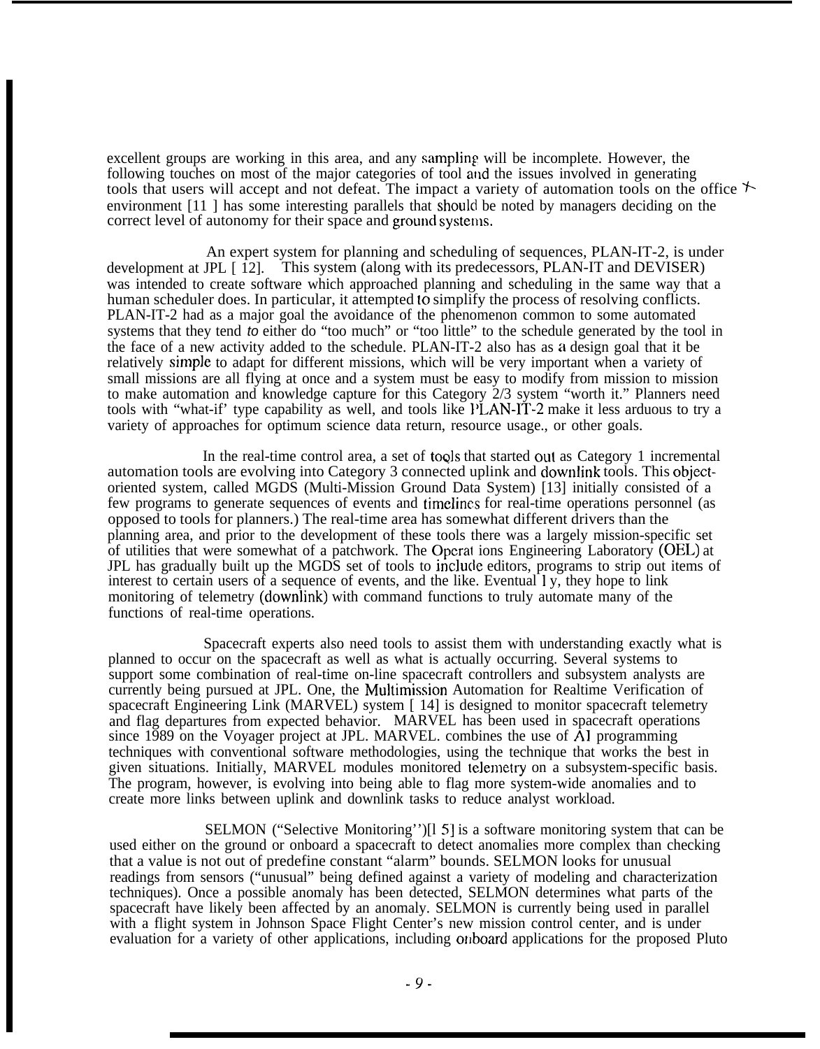excellent groups are working in this area, and any sampling will be incomplete. However, the following touches on most of the major categories of tool and the issues involved in generating tools that users will accept and not defeat. The impact a variety of automation tools on the office environment [11 ] has some interesting parallels that should be noted by managers deciding on the correct level of autonomy for their space and ground systems.

An expert system for planning and scheduling of sequences, PLAN-IT-2, is under development at JPL [ 12]. This system (along with its predecessors, PLAN-IT and DEVISER) was intended to create software which approached planning and scheduling in the same way that a human scheduler does. In particular, it attempted to simplify the process of resolving conflicts. PLAN-IT-2 had as a major goal the avoidance of the phenomenon common to some automated systems that they tend *to* either do "too much" or "too little" to the schedule generated by the tool in the face of a new activity added to the schedule. PLAN-IT-2 also has as a design goal that it be relatively simple to adapt for different missions, which will be very important when a variety of small missions are all flying at once and a system must be easy to modify from mission to mission to make automation and knowledge capture for this Category 2/3 system "worth it." Planners need tools with "what-if' type capability as well, and tools like PLAN-IT-2 make it less arduous to try a variety of approaches for optimum science data return, resource usage., or other goals.

In the real-time control area, a set of tools that started out as Category 1 incremental automation tools are evolving into Category 3 connected uplink and downlink tools. This object-oriented system, called MGDS (Multi-Mission Ground Data System) [13] initially consisted of a few programs to generate sequences of events and timelines for real-time operations personnel (as opposed to tools for planners.) The real-time area has somewhat different drivers than the planning area, and prior to the development of these tools there was a largely mission-specific set of utilities that were somewhat of a patchwork. The Operations Engineering Laboratory (OEL) at JPL has gradually built up the MGDS set of tools to include editors, programs to strip out items of interest to certain users of a sequence of events, and the like. Eventually, they hope to link monitoring of telemetry (downlink) with command functions to truly automate many of the functions of real-time operations.

Spacecraft experts also need tools to assist them with understanding exactly what is planned to occur on the spacecraft as well as what is actually occurring. Several systems to support some combination of real-time on-line spacecraft controllers and subsystem analysts are currently being pursued at JPL. One, the Multimission Automation for Realtime Verification of spacecraft Engineering Link (MARVEL) system [ 14] is designed to monitor spacecraft telemetry and flag departures from expected behavior. MARVEL has been used in spacecraft operations since 1989 on the Voyager project at JPL. MARVEL. combines the use of AI programming techniques with conventional software methodologies, using the technique that works the best in given situations. Initially, MARVEL modules monitored telemetry on a subsystem-specific basis. The program, however, is evolving into being able to flag more system-wide anomalies and to create more links between uplink and downlink tasks to reduce analyst workload.

SELMON ("Selective Monitoring'')[15] is a software monitoring system that can be used either on the ground or onboard a spacecraft to detect anomalies more complex than checking that a value is not out of predefine constant "alarm" bounds. SELMON looks for unusual readings from sensors ("unusual" being defined against a variety of modeling and characterization techniques). Once a possible anomaly has been detected, SELMON determines what parts of the spacecraft have likely been affected by an anomaly. SELMON is currently being used in parallel with a flight system in Johnson Space Flight Center's new mission control center, and is under evaluation for a variety of other applications, including onboard applications for the proposed Pluto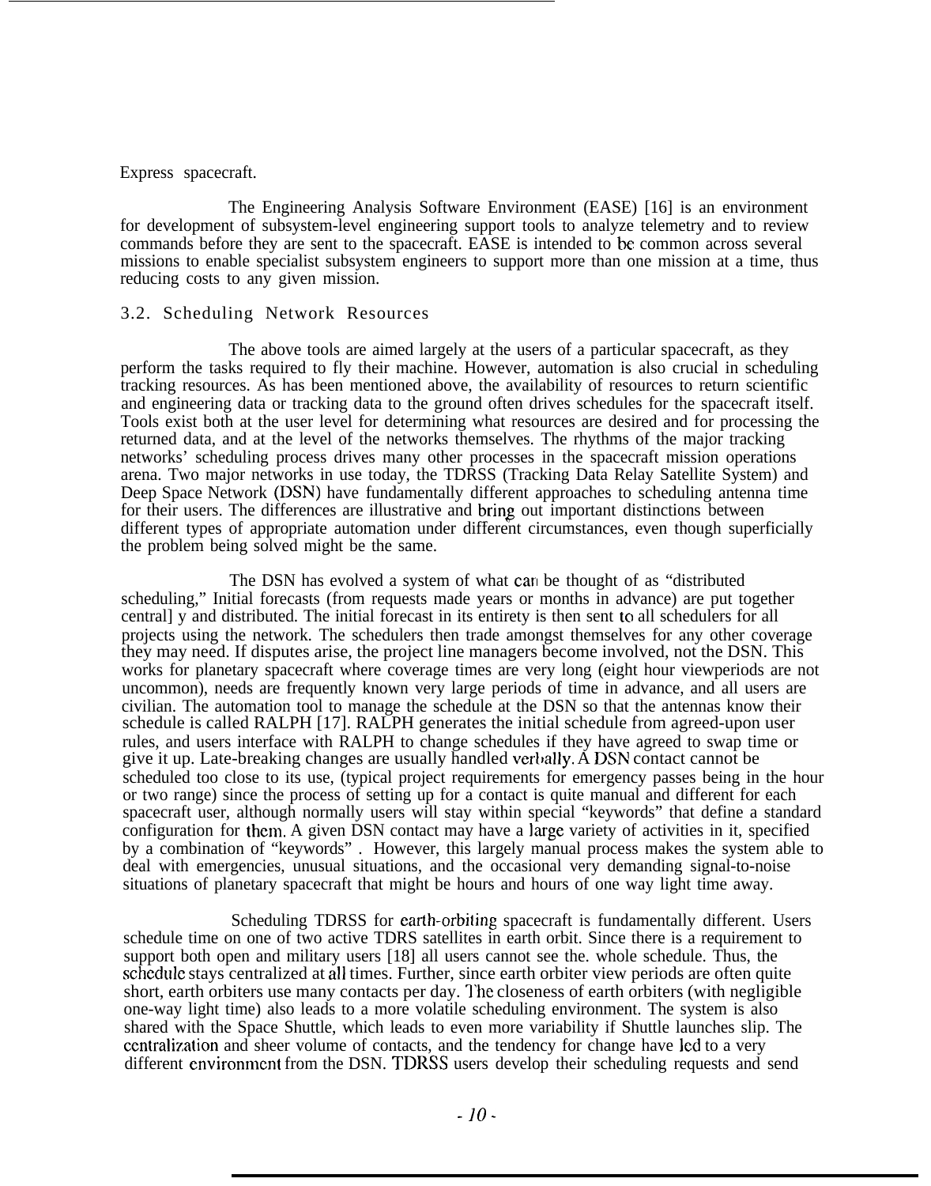Express spacecraft.

The Engineering Analysis Software Environment (EASE) [16] is an environment for development of subsystem-level engineering support tools to analyze telemetry and to review commands before they are sent to the spacecraft. EASE is intended to be common across several missions to enable specialist subsystem engineers to support more than one mission at a time, thus reducing costs to any given mission.

### 3.2. Scheduling Network Resources

The above tools are aimed largely at the users of a particular spacecraft, as they perform the tasks required to fly their machine. However, automation is also crucial in scheduling tracking resources. As has been mentioned above, the availability of resources to return scientific and engineering data or tracking data to the ground often drives schedules for the spacecraft itself. Tools exist both at the user level for determining what resources are desired and for processing the returned data, and at the level of the networks themselves. The rhythms of the major tracking networks' scheduling process drives many other processes in the spacecraft mission operations arena. Two major networks in use today, the TDRSS (Tracking Data Relay Satellite System) and Deep Space Network (DSN) have fundamentally different approaches to scheduling antenna time for their users. The differences are illustrative and bring out important distinctions between different types of appropriate automation under different circumstances, even though superficially the problem being solved might be the same.

The DSN has evolved a system of what can be thought of as "distributed scheduling," Initial forecasts (from requests made years or months in advance) are put together centrally and distributed. The initial forecast in its entirety is then sent to all schedulers for all projects using the network. The schedulers then trade amongst themselves for any other coverage they may need. If disputes arise, the project line managers become involved, not the DSN. This works for planetary spacecraft where coverage times are very long (eight hour viewperiods are not uncommon), needs are frequently known very large periods of time in advance, and all users are civilian. The automation tool to manage the schedule at the DSN so that the antennas know their schedule is called RALPH [17]. RALPH generates the initial schedule from agreed-upon user rules, and users interface with RALPH to change schedules if they have agreed to swap time or give it up. Late-breaking changes are usually handled verbally. A DSN contact cannot be scheduled too close to its use, (typical project requirements for emergency passes being in the hour or two range) since the process of setting up for a contact is quite manual and different for each spacecraft user, although normally users will stay within special "keywords" that define a standard configuration for them. A given DSN contact may have a large variety of activities in it, specified by a combination of "keywords" . However, this largely manual process makes the system able to deal with emergencies, unusual situations, and the occasional very demanding signal-to-noise situations of planetary spacecraft that might be hours and hours of one way light time away.

Scheduling TDRSS for earth-orbiting spacecraft is fundamentally different. Users schedule time on one of two active TDRS satellites in earth orbit. Since there is a requirement to support both open and military users [18] all users cannot see the. whole schedule. Thus, the schedule stays centralized at all times. Further, since earth orbiter view periods are often quite short, earth orbiters use many contacts per day. The closeness of earth orbiters (with negligible one-way light time) also leads to a more volatile scheduling environment. The system is also shared with the Space Shuttle, which leads to even more variability if Shuttle launches slip. The centralization and sheer volume of contacts, and the tendency for change have led to a very different environment from the DSN. TDRSS users develop their scheduling requests and send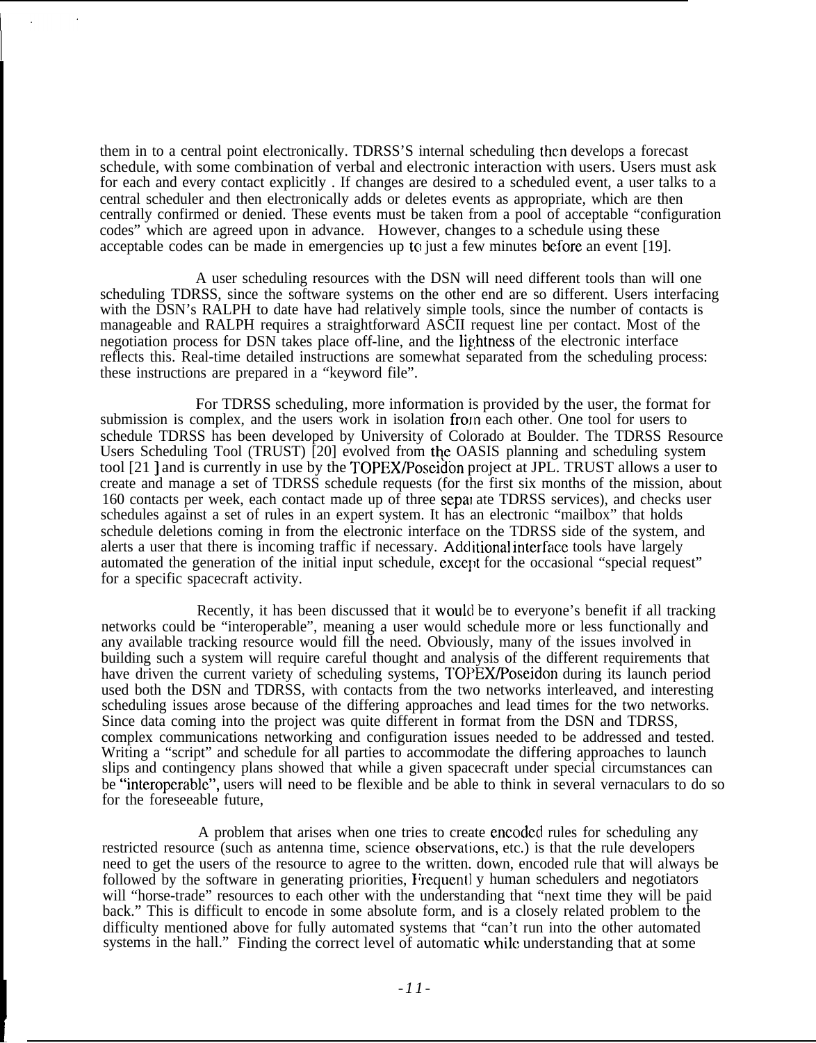them in to a central point electronically. TDRSS'S internal scheduling then develops a forecast schedule, with some combination of verbal and electronic interaction with users. Users must ask for each and every contact explicitly . If changes are desired to a scheduled event, a user talks to a central scheduler and then electronically adds or deletes events as appropriate, which are then centrally confirmed or denied. These events must be taken from a pool of acceptable "configuration codes" which are agreed upon in advance. However, changes to a schedule using these acceptable codes can be made in emergencies up to just a few minutes before an event [19].

A user scheduling resources with the DSN will need different tools than will one scheduling TDRSS, since the software systems on the other end are so different. Users interfacing with the DSN's RALPH to date have had relatively simple tools, since the number of contacts is manageable and RALPH requires a straightforward ASCII request line per contact. Most of the negotiation process for DSN takes place off-line, and the lightness of the electronic interface reflects this. Real-time detailed instructions are somewhat separated from the scheduling process: these instructions are prepared in a "keyword file".

For TDRSS scheduling, more information is provided by the user, the format for submission is complex, and the users work in isolation from each other. One tool for users to schedule TDRSS has been developed by University of Colorado at Boulder. The TDRSS Resource Users Scheduling Tool (TRUST) [20] evolved from the OASIS planning and scheduling system tool [21] and is currently in use by the TOPEX/Poseidon project at JPL. TRUST allows a user to create and manage a set of TDRSS schedule requests (for the first six months of the mission, about 160 contacts per week, each contact made up of three separate TDRSS services), and checks user schedules against a set of rules in an expert system. It has an electronic "mailbox" that holds schedule deletions coming in from the electronic interface on the TDRSS side of the system, and alerts a user that there is incoming traffic if necessary. Additional interface tools have largely automated the generation of the initial input schedule, except for the occasional "special request" for a specific spacecraft activity.

Recently, it has been discussed that it would be to everyone's benefit if all tracking networks could be "interoperable", meaning a user would schedule more or less functionally and any available tracking resource would fill the need. Obviously, many of the issues involved in building such a system will require careful thought and analysis of the different requirements that have driven the current variety of scheduling systems, TOPEX/Poseidon during its launch period used both the DSN and TDRSS, with contacts from the two networks interleaved, and interesting scheduling issues arose because of the differing approaches and lead times for the two networks. Since data coming into the project was quite different in format from the DSN and TDRSS, complex communications networking and configuration issues needed to be addressed and tested. Writing a "script" and schedule for all parties to accommodate the differing approaches to launch slips and contingency plans showed that while a given spacecraft under special circumstances can be "interoperable", users will need to be flexible and be able to think in several vernaculars to do so for the foreseeable future,

A problem that arises when one tries to create encoded rules for scheduling any restricted resource (such as antenna time, science observations, etc.) is that the rule developers need to get the users of the resource to agree to the written. down, encoded rule that will always be followed by the software in generating priorities, Frequently human schedulers and negotiators will "horse-trade" resources to each other with the understanding that "next time they will be paid back." This is difficult to encode in some absolute form, and is a closely related problem to the difficulty mentioned above for fully automated systems that "can't run into the other automated systems in the hall." Finding the correct level of automatic while understanding that at some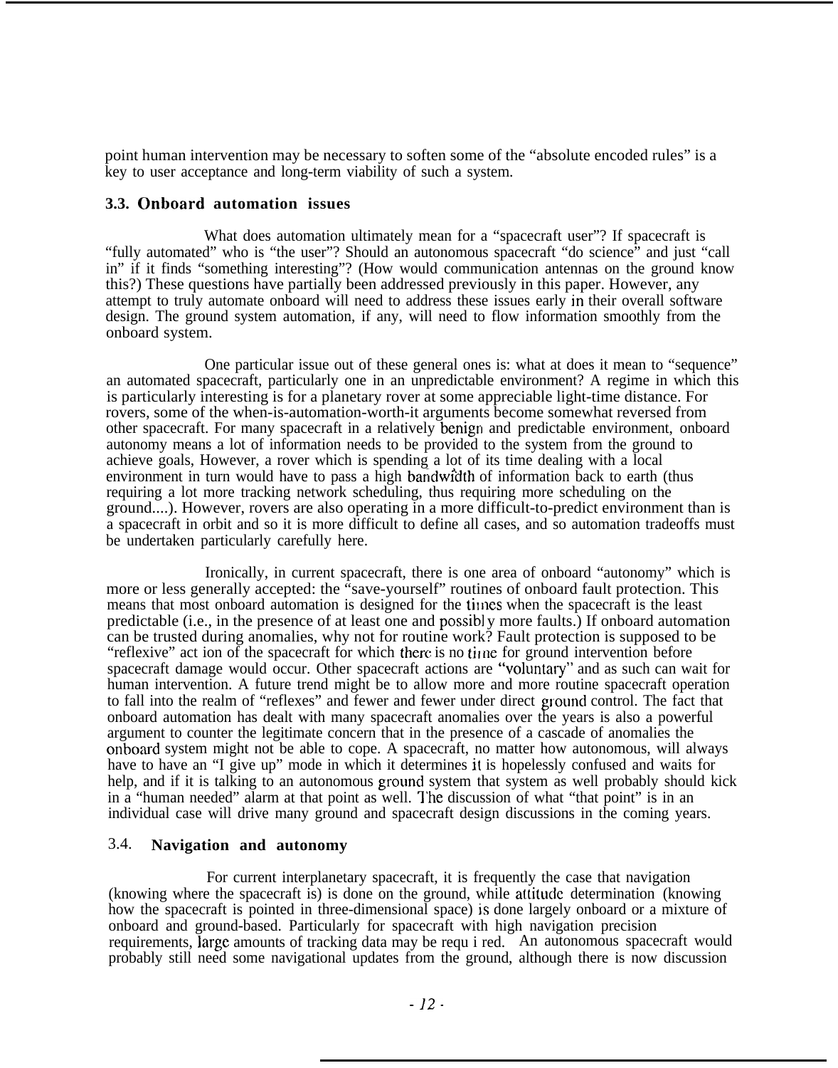point human intervention may be necessary to soften some of the "absolute encoded rules" is a key to user acceptance and long-term viability of such a system.

### 3.3. Onboard automation issues

What does automation ultimately mean for a "spacecraft user"? If spacecraft is "fully automated" who is "the user"? Should an autonomous spacecraft "do science" and just "call in" if it finds "something interesting"? (How would communication antennas on the ground know this?) These questions have partially been addressed previously in this paper. However, any attempt to truly automate onboard will need to address these issues early in their overall software design. The ground system automation, if any, will need to flow information smoothly from the onboard system.

One particular issue out of these general ones is: what at does it mean to "sequence" an automated spacecraft, particularly one in an unpredictable environment? A regime in which this is particularly interesting is for a planetary rover at some appreciable light-time distance. For rovers, some of the when-is-automation-worth-it arguments become somewhat reversed from other spacecraft. For many spacecraft in a relatively benign and predictable environment, onboard autonomy means a lot of information needs to be provided to the system from the ground to achieve goals, However, a rover which is spending a lot of its time dealing with a local environment in turn would have to pass a high bandwidth of information back to earth (thus requiring a lot more tracking network scheduling, thus requiring more scheduling on the ground....). However, rovers are also operating in a more difficult-to-predict environment than is a spacecraft in orbit and so it is more difficult to define all cases, and so automation tradeoffs must be undertaken particularly carefully here.

Ironically, in current spacecraft, there is one area of onboard "autonomy" which is more or less generally accepted: the "save-yourself" routines of onboard fault protection. This means that most onboard automation is designed for the times when the spacecraft is the least predictable (i.e., in the presence of at least one and possibly more faults.) If onboard automation can be trusted during anomalies, why not for routine work? Fault protection is supposed to be "reflexive" act ion of the spacecraft for which there is no time for ground intervention before spacecraft damage would occur. Other spacecraft actions are "voluntary" and as such can wait for human intervention. A future trend might be to allow more and more routine spacecraft operation to fall into the realm of "reflexes" and fewer and fewer under direct ground control. The fact that onboard automation has dealt with many spacecraft anomalies over the years is also a powerful argument to counter the legitimate concern that in the presence of a cascade of anomalies the onboard system might not be able to cope. A spacecraft, no matter how autonomous, will always have to have an "I give up" mode in which it determines it is hopelessly confused and waits for help, and if it is talking to an autonomous ground system that system as well probably should kick in a "human needed" alarm at that point as well. The discussion of what "that point" is in an individual case will drive many ground and spacecraft design discussions in the coming years.

### 3.4. Navigation and autonomy

For current interplanetary spacecraft, it is frequently the case that navigation (knowing where the spacecraft is) is done on the ground, while attitude determination (knowing how the spacecraft is pointed in three-dimensional space) is done largely onboard or a mixture of onboard and ground-based. Particularly for spacecraft with high navigation precision requirements, large amounts of tracking data may be requ i red. An autonomous spacecraft would probably still need some navigational updates from the ground, although there is now discussion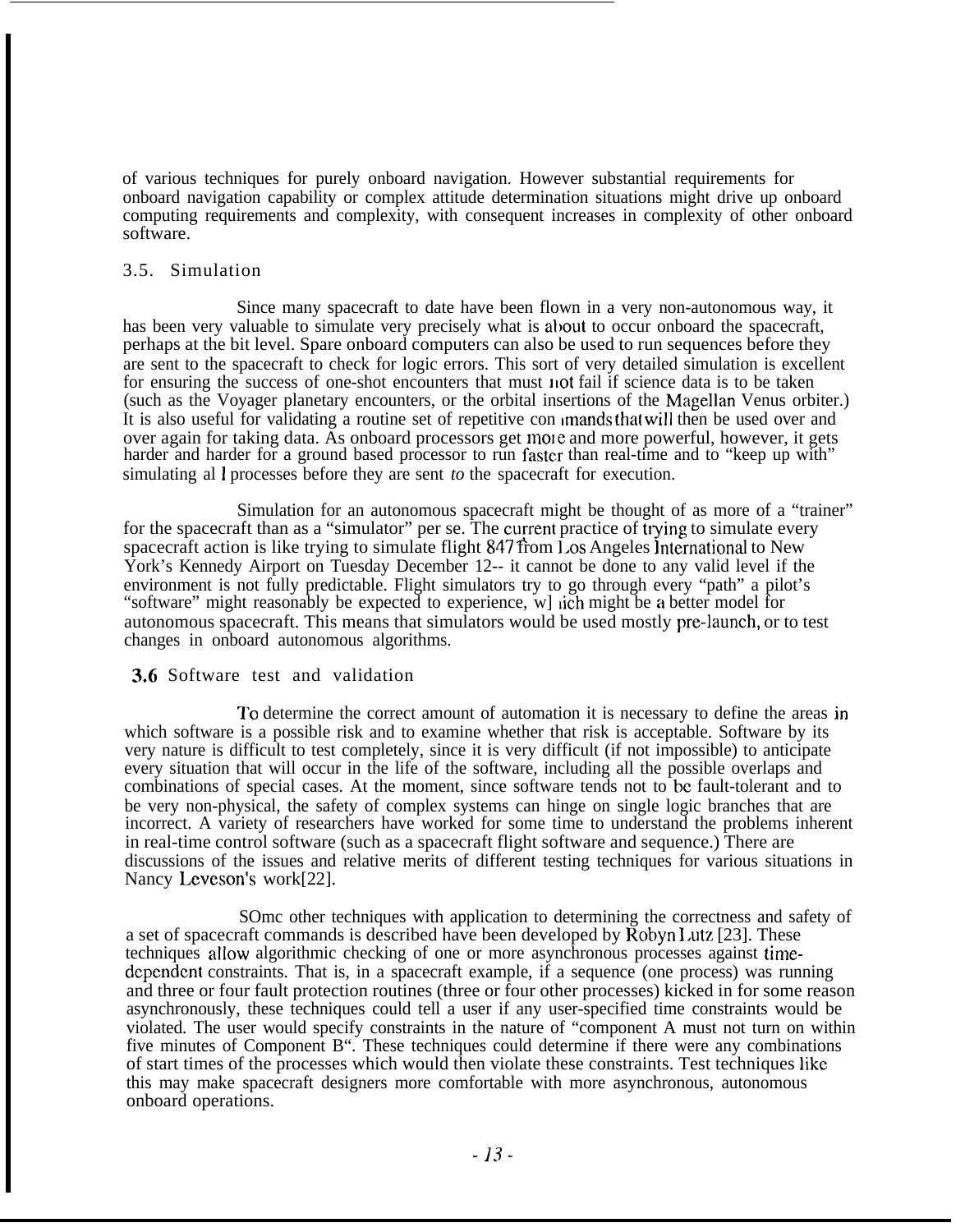of various techniques for purely onboard navigation. However substantial requirements for onboard navigation capability or complex attitude determination situations might drive up onboard computing requirements and complexity, with consequent increases in complexity of other onboard software.

### 3.5. Simulation

Since many spacecraft to date have been flown in a very non-autonomous way, it has been very valuable to simulate very precisely what is about to occur onboard the spacecraft, perhaps at the bit level. Spare onboard computers can also be used to run sequences before they are sent to the spacecraft to check for logic errors. This sort of very detailed simulation is excellent for ensuring the success of one-shot encounters that must not fail if science data is to be taken (such as the Voyager planetary encounters, or the orbital insertions of the Magellan Venus orbiter.) It is also useful for validating a routine set of repetitive commands that will then be used over and over again for taking data. As onboard processors get more and more powerful, however, it gets harder and harder for a ground based processor to run faster than real-time and to "keep up with" simulating all processes before they are sent *to* the spacecraft for execution.

Simulation for an autonomous spacecraft might be thought of as more of a "trainer" for the spacecraft than as a "simulator" per se. The current practice of trying to simulate every spacecraft action is like trying to simulate flight 847 from Los Angeles International to New York's Kennedy Airport on Tuesday December 12-- it cannot be done to any valid level if the environment is not fully predictable. Flight simulators try to go through every "path" a pilot's "software" might reasonably be expected to experience, which might be a better model for autonomous spacecraft. This means that simulators would be used mostly pre-launch, or to test changes in onboard autonomous algorithms.

### 3.6 Software test and validation

To determine the correct amount of automation it is necessary to define the areas in which software is a possible risk and to examine whether that risk is acceptable. Software by its very nature is difficult to test completely, since it is very difficult (if not impossible) to anticipate every situation that will occur in the life of the software, including all the possible overlaps and combinations of special cases. At the moment, since software tends not to be fault-tolerant and to be very non-physical, the safety of complex systems can hinge on single logic branches that are incorrect. A variety of researchers have worked for some time to understand the problems inherent in real-time control software (such as a spacecraft flight software and sequence.) There are discussions of the issues and relative merits of different testing techniques for various situations in Nancy Leveson's work[22].

SOme other techniques with application to determining the correctness and safety of a set of spacecraft commands is described have been developed by Robyn Lutz [23]. These techniques allow algorithmic checking of one or more asynchronous processes against time-dependent constraints. That is, in a spacecraft example, if a sequence (one process) was running and three or four fault protection routines (three or four other processes) kicked in for some reason asynchronously, these techniques could tell a user if any user-specified time constraints would be violated. The user would specify constraints in the nature of "component A must not turn on within five minutes of Component B". These techniques could determine if there were any combinations of start times of the processes which would then violate these constraints. Test techniques like this may make spacecraft designers more comfortable with more asynchronous, autonomous onboard operations.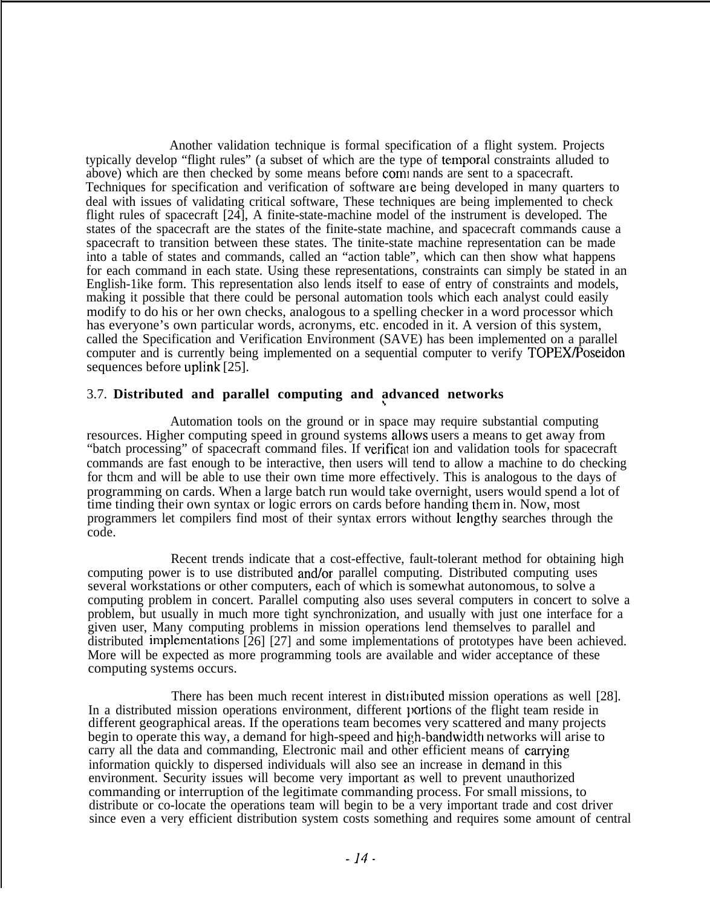Another validation technique is formal specification of a flight system. Projects typically develop "flight rules" (a subset of which are the type of temporal constraints alluded to above) which are then checked by some means before commands are sent to a spacecraft. Techniques for specification and verification of software are being developed in many quarters to deal with issues of validating critical software, These techniques are being implemented to check flight rules of spacecraft [24], A finite-state-machine model of the instrument is developed. The states of the spacecraft are the states of the finite-state machine, and spacecraft commands cause a spacecraft to transition between these states. The tinite-state machine representation can be made into a table of states and commands, called an "action table", which can then show what happens for each command in each state. Using these representations, constraints can simply be stated in an English-1ike form. This representation also lends itself to ease of entry of constraints and models, making it possible that there could be personal automation tools which each analyst could easily modify to do his or her own checks, analogous to a spelling checker in a word processor which has everyone's own particular words, acronyms, etc. encoded in it. A version of this system, called the Specification and Verification Environment (SAVE) has been implemented on a parallel computer and is currently being implemented on a sequential computer to verify TOPEX/Poseidon sequences before uplink [25].

### 3.7. **Distributed and parallel computing and advanced networks**

Automation tools on the ground or in space may require substantial computing resources. Higher computing speed in ground systems allows users a means to get away from "batch processing" of spacecraft command files. If verification and validation tools for spacecraft commands are fast enough to be interactive, then users will tend to allow a machine to do checking for thcm and will be able to use their own time more effectively. This is analogous to the days of programming on cards. When a large batch run would take overnight, users would spend a lot of time tinding their own syntax or logic errors on cards before handing them in. Now, most programmers let compilers find most of their syntax errors without lengthy searches through the code.

Recent trends indicate that a cost-effective, fault-tolerant method for obtaining high computing power is to use distributed and/or parallel computing. Distributed computing uses several workstations or other computers, each of which is somewhat autonomous, to solve a computing problem in concert. Parallel computing also uses several computers in concert to solve a problem, but usually in much more tight synchronization, and usually with just one interface for a given user, Many computing problems in mission operations lend themselves to parallel and distributed implementations [26] [27] and some implementations of prototypes have been achieved. More will be expected as more programming tools are available and wider acceptance of these computing systems occurs.

There has been much recent interest in distributed mission operations as well [28]. In a distributed mission operations environment, different portions of the flight team reside in different geographical areas. If the operations team becomes very scattered and many projects begin to operate this way, a demand for high-speed and high-bandwidth networks will arise to carry all the data and commanding, Electronic mail and other efficient means of carrying information quickly to dispersed individuals will also see an increase in demand in this environment. Security issues will become very important as well to prevent unauthorized commanding or interruption of the legitimate commanding process. For small missions, to distribute or co-locate the operations team will begin to be a very important trade and cost driver since even a very efficient distribution system costs something and requires some amount of central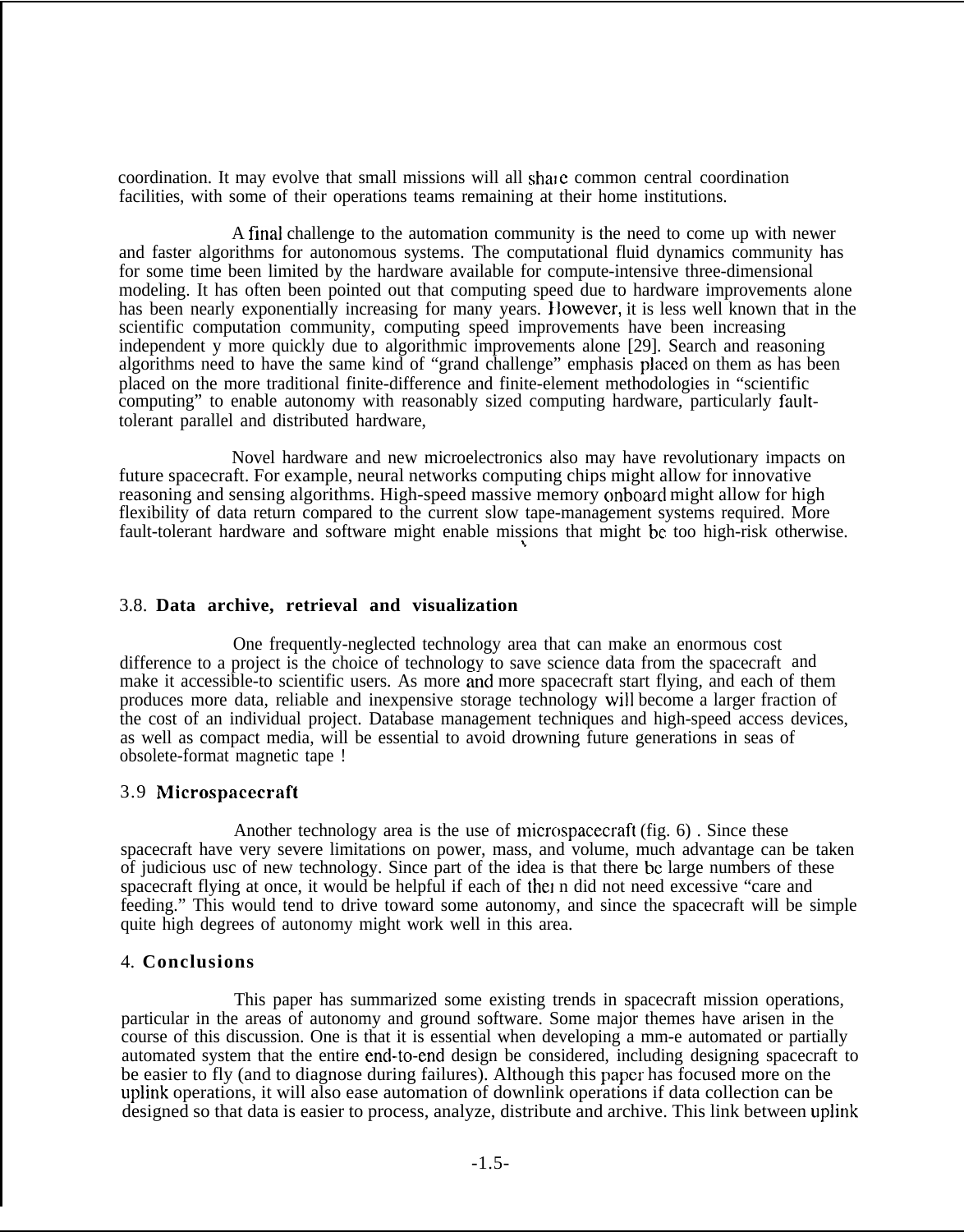coordination. It may evolve that small missions will all share common central coordination facilities, with some of their operations teams remaining at their home institutions.

A final challenge to the automation community is the need to come up with newer and faster algorithms for autonomous systems. The computational fluid dynamics community has for some time been limited by the hardware available for compute-intensive three-dimensional modeling. It has often been pointed out that computing speed due to hardware improvements alone has been nearly exponentially increasing for many years. However, it is less well known that in the scientific computation community, computing speed improvements have been increasing independent y more quickly due to algorithmic improvements alone [29]. Search and reasoning algorithms need to have the same kind of "grand challenge" emphasis placed on them as has been placed on the more traditional finite-difference and finite-element methodologies in "scientific computing" to enable autonomy with reasonably sized computing hardware, particularly fault-tolerant parallel and distributed hardware,

Novel hardware and new microelectronics also may have revolutionary impacts on future spacecraft. For example, neural networks computing chips might allow for innovative reasoning and sensing algorithms. High-speed massive memory onboard might allow for high flexibility of data return compared to the current slow tape-management systems required. More fault-tolerant hardware and software might enable missions that might be too high-risk otherwise.

### 3.8. **Data archive, retrieval and visualization**

One frequently-neglected technology area that can make an enormous cost difference to a project is the choice of technology to save science data from the spacecraft and make it accessible-to scientific users. As more and more spacecraft start flying, and each of them produces more data, reliable and inexpensive storage technology will become a larger fraction of the cost of an individual project. Database management techniques and high-speed access devices, as well as compact media, will be essential to avoid drowning future generations in seas of obsolete-format magnetic tape !

### 3.9 **Microspacecraft**

Another technology area is the use of microspacecraft (fig. 6) . Since these spacecraft have very severe limitations on power, mass, and volume, much advantage can be taken of judicious usc of new technology. Since part of the idea is that there be large numbers of these spacecraft flying at once, it would be helpful if each of them did not need excessive "care and feeding." This would tend to drive toward some autonomy, and since the spacecraft will be simple quite high degrees of autonomy might work well in this area.

## 4. **Conclusions**

This paper has summarized some existing trends in spacecraft mission operations, particular in the areas of autonomy and ground software. Some major themes have arisen in the course of this discussion. One is that it is essential when developing a mm-e automated or partially automated system that the entire end-to-end design be considered, including designing spacecraft to be easier to fly (and to diagnose during failures). Although this paper has focused more on the uplink operations, it will also ease automation of downlink operations if data collection can be designed so that data is easier to process, analyze, distribute and archive. This link between uplink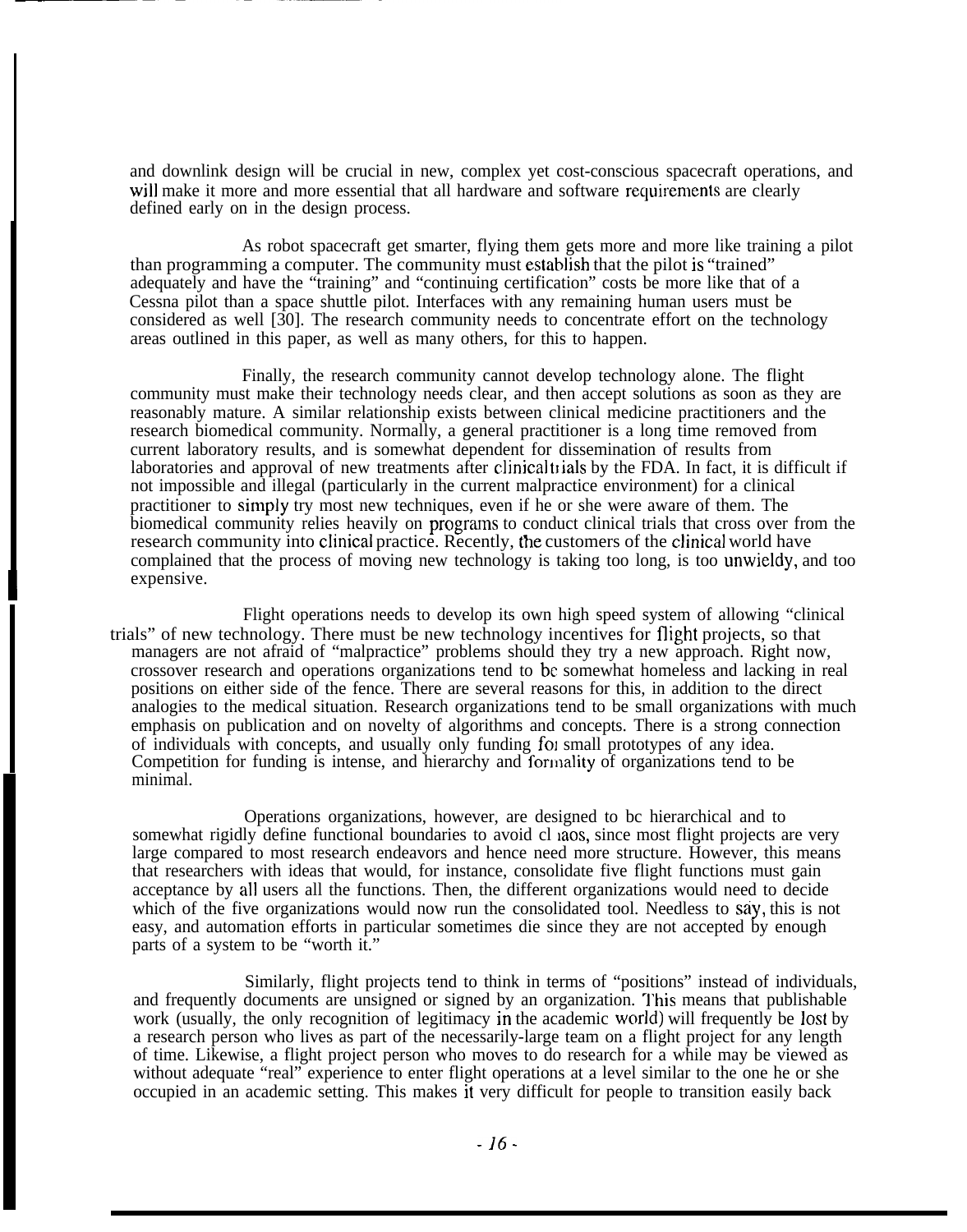and downlink design will be crucial in new, complex yet cost-conscious spacecraft operations, and will make it more and more essential that all hardware and software requirements are clearly defined early on in the design process.

As robot spacecraft get smarter, flying them gets more and more like training a pilot than programming a computer. The community must establish that the pilot is "trained" adequately and have the "training" and "continuing certification" costs be more like that of a Cessna pilot than a space shuttle pilot. Interfaces with any remaining human users must be considered as well [30]. The research community needs to concentrate effort on the technology areas outlined in this paper, as well as many others, for this to happen.

Finally, the research community cannot develop technology alone. The flight community must make their technology needs clear, and then accept solutions as soon as they are reasonably mature. A similar relationship exists between clinical medicine practitioners and the research biomedical community. Normally, a general practitioner is a long time removed from current laboratory results, and is somewhat dependent for dissemination of results from laboratories and approval of new treatments after clinical trials by the FDA. In fact, it is difficult if not impossible and illegal (particularly in the current malpractice environment) for a clinical practitioner to simply try most new techniques, even if he or she were aware of them. The biomedical community relies heavily on programs to conduct clinical trials that cross over from the research community into clinical practice. Recently, the customers of the clinical world have complained that the process of moving new technology is taking too long, is too unwieldy, and too expensive.

Flight operations needs to develop its own high speed system of allowing "clinical trials" of new technology. There must be new technology incentives for flight projects, so that managers are not afraid of "malpractice" problems should they try a new approach. Right now, crossover research and operations organizations tend to be somewhat homeless and lacking in real positions on either side of the fence. There are several reasons for this, in addition to the direct analogies to the medical situation. Research organizations tend to be small organizations with much emphasis on publication and on novelty of algorithms and concepts. There is a strong connection of individuals with concepts, and usually only funding for small prototypes of any idea. Competition for funding is intense, and hierarchy and formality of organizations tend to be minimal.

Operations organizations, however, are designed to be hierarchical and to somewhat rigidly define functional boundaries to avoid chaos, since most flight projects are very large compared to most research endeavors and hence need more structure. However, this means that researchers with ideas that would, for instance, consolidate five flight functions must gain acceptance by all users all the functions. Then, the different organizations would need to decide which of the five organizations would now run the consolidated tool. Needless to say, this is not easy, and automation efforts in particular sometimes die since they are not accepted by enough parts of a system to be "worth it."

Similarly, flight projects tend to think in terms of "positions" instead of individuals, and frequently documents are unsigned or signed by an organization. This means that publishable work (usually, the only recognition of legitimacy in the academic world) will frequently be lost by a research person who lives as part of the necessarily-large team on a flight project for any length of time. Likewise, a flight project person who moves to do research for a while may be viewed as without adequate "real" experience to enter flight operations at a level similar to the one he or she occupied in an academic setting. This makes it very difficult for people to transition easily back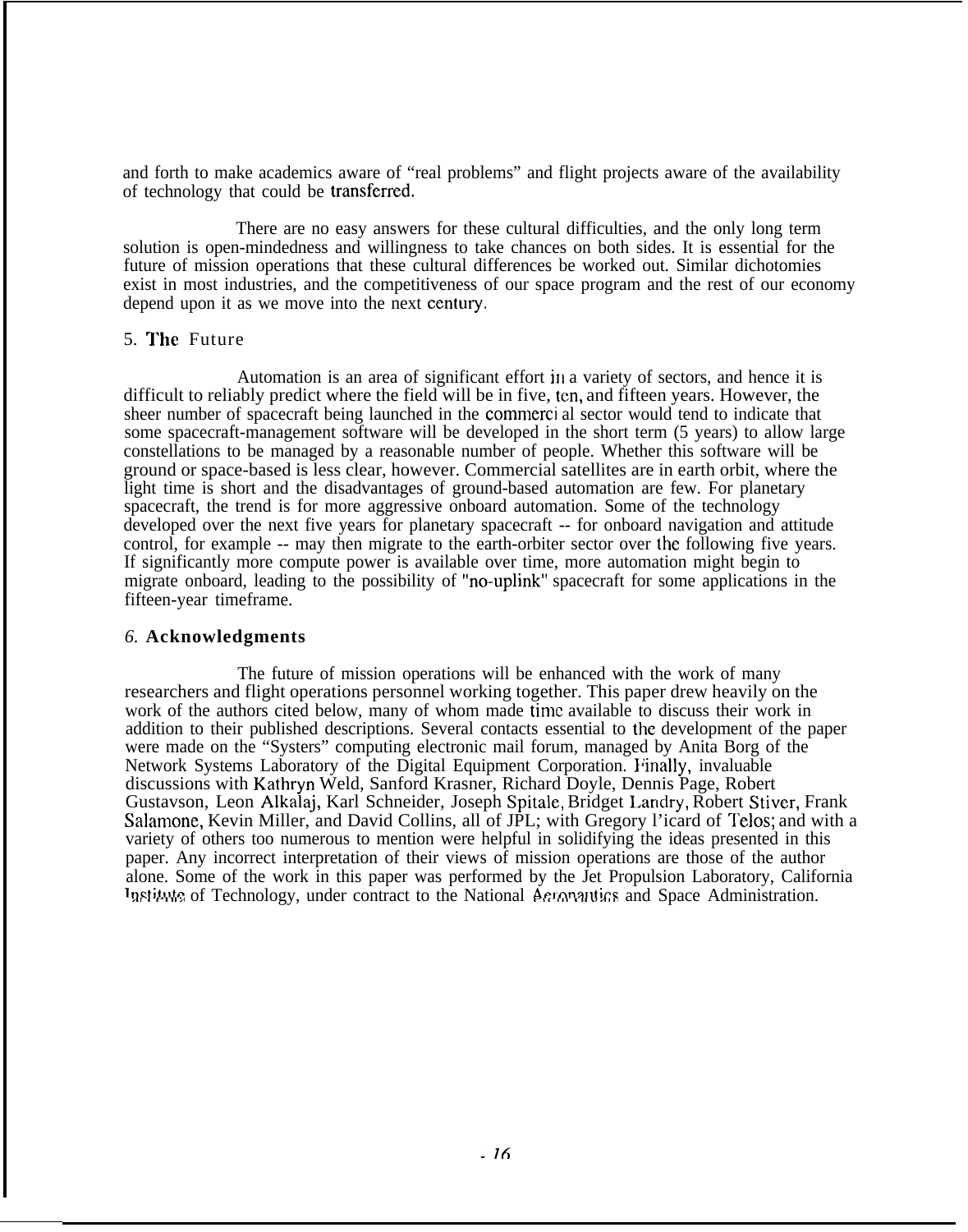and forth to make academics aware of "real problems" and flight projects aware of the availability of technology that could be transferred.

There are no easy answers for these cultural difficulties, and the only long term solution is open-mindedness and willingness to take chances on both sides. It is essential for the future of mission operations that these cultural differences be worked out. Similar dichotomies exist in most industries, and the competitiveness of our space program and the rest of our economy depend upon it as we move into the next century.

## 5. The Future

Automation is an area of significant effort in a variety of sectors, and hence it is difficult to reliably predict where the field will be in five, ten, and fifteen years. However, the sheer number of spacecraft being launched in the commercial sector would tend to indicate that some spacecraft-management software will be developed in the short term (5 years) to allow large constellations to be managed by a reasonable number of people. Whether this software will be ground or space-based is less clear, however. Commercial satellites are in earth orbit, where the light time is short and the disadvantages of ground-based automation are few. For planetary spacecraft, the trend is for more aggressive onboard automation. Some of the technology developed over the next five years for planetary spacecraft -- for onboard navigation and attitude control, for example -- may then migrate to the earth-orbiter sector over the following five years. If significantly more compute power is available over time, more automation might begin to migrate onboard, leading to the possibility of "no-uplink" spacecraft for some applications in the fifteen-year timeframe.

## *6.* Acknowledgments

The future of mission operations will be enhanced with the work of many researchers and flight operations personnel working together. This paper drew heavily on the work of the authors cited below, many of whom made time available to discuss their work in addition to their published descriptions. Several contacts essential to the development of the paper were made on the "Systers" computing electronic mail forum, managed by Anita Borg of the Network Systems Laboratory of the Digital Equipment Corporation. Finally, invaluable discussions with Kathryn Weld, Sanford Krasner, Richard Doyle, Dennis Page, Robert Gustavson, Leon Alkalaj, Karl Schneider, Joseph Spitale, Bridget Landry, Robert Stiver, Frank Salamone, Kevin Miller, and David Collins, all of JPL; with Gregory Picard of Telos; and with a variety of others too numerous to mention were helpful in solidifying the ideas presented in this paper. Any incorrect interpretation of their views of mission operations are those of the author alone. Some of the work in this paper was performed by the Jet Propulsion Laboratory, California Institute of Technology, under contract to the National Aeronautics and Space Administration.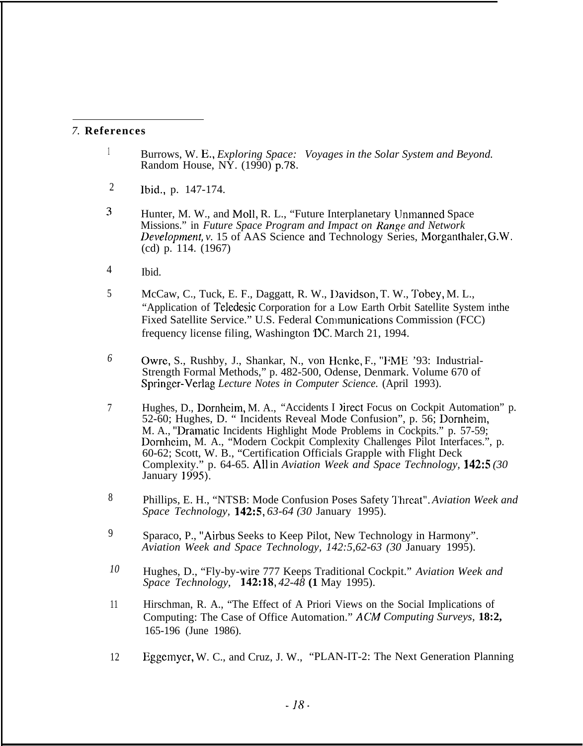## 7. References

1. Burrows, W. E., *Exploring Space: Voyages in the Solar System and Beyond.* Random House, NY. (1990) p.78.

2. Ibid., p. 147-174.

3. Hunter, M. W., and Moll, R. L., "Future Interplanetary Unmanned Space Missions." in *Future Space Program and Impact on Range and Network Development, v.* 15 of AAS Science and Technology Series, Morganthaler, G.W. (cd) p. 114. (1967)

4. Ibid.

5. McCaw, C., Tuck, E. F., Daggatt, R. W., Davidson, T. W., Tobey, M. L., "Application of Teledesic Corporation for a Low Earth Orbit Satellite System inthe Fixed Satellite Service." U.S. Federal Communications Commission (FCC) frequency license filing, Washington DC. March 21, 1994.

6. Owre, S., Rushby, J., Shankar, N., von Henke, F., "FME '93: Industrial-Strength Formal Methods," p. 482-500, Odense, Denmark. Volume 670 of Springer-Verlag *Lecture Notes in Computer Science.* (April 1993).

7. Hughes, D., Dornheim, M. A., "Accidents Direct Focus on Cockpit Automation" p. 52-60; Hughes, D. " Incidents Reveal Mode Confusion", p. 56; Dornheim, M. A., "Dramatic Incidents Highlight Mode Problems in Cockpits." p. 57-59; Dornheim, M. A., "Modern Cockpit Complexity Challenges Pilot Interfaces.", p. 60-62; Scott, W. B., "Certification Officials Grapple with Flight Deck Complexity." p. 64-65. All in *Aviation Week and Space Technology,* **142:5** *(30* January 1995).

8. Phillips, E. H., "NTSB: Mode Confusion Poses Safety Threat". *Aviation Week and Space Technology,* **142:5**, *63-64 (30* January 1995).

9. Sparaco, P., "Airbus Seeks to Keep Pilot, New Technology in Harmony". *Aviation Week and Space Technology, 142:5,62-63 (30* January 1995).

10. Hughes, D., "Fly-by-wire 777 Keeps Traditional Cockpit." *Aviation Week and Space Technology,* **142:18**, *42-48* **(1** May 1995).

11. Hirschman, R. A., "The Effect of A Priori Views on the Social Implications of Computing: The Case of Office Automation." *ACM Computing Surveys,* **18:2,** 165-196 (June 1986).

12. Eggemyer, W. C., and Cruz, J. W., "PLAN-IT-2: The Next Generation Planning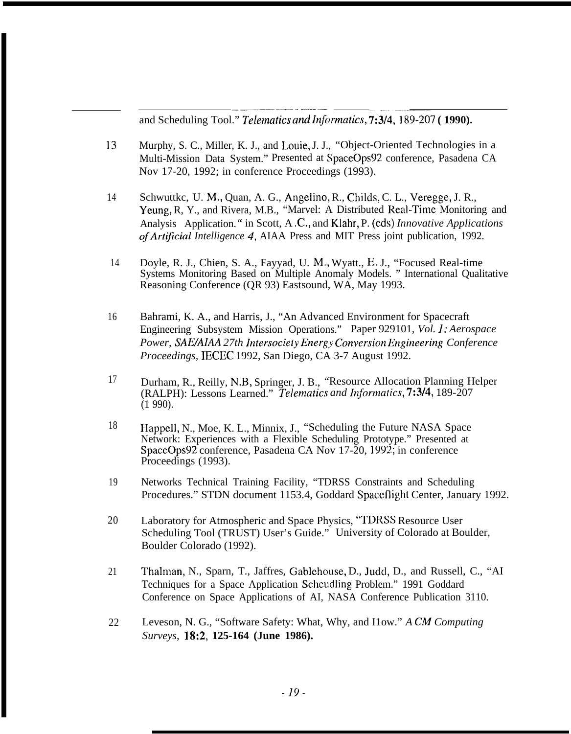and Scheduling Tool." *Telematics and Informatics*, **7:3/4**, 189-207 **(1990).**

13 Murphy, S. C., Miller, K. J., and Louie, J. J., "Object-Oriented Technologies in a Multi-Mission Data System." Presented at SpaceOps92 conference, Pasadena CA Nov 17-20, 1992; in conference Proceedings (1993).

14 Schwuttkc, U. M., Quan, A. G., Angelino, R., Childs, C. L., Veregge, J. R., Yeung, R, Y., and Rivera, M.B., "Marvel: A Distributed Real-Time Monitoring and Analysis Application." in Scott, A .C., and Klahr, P. (eds) *Innovative Applications of Artificial Intelligence 4*, AIAA Press and MIT Press joint publication, 1992.

14 Doyle, R. J., Chien, S. A., Fayyad, U. M., Wyatt., E. J., "Focused Real-time Systems Monitoring Based on Multiple Anomaly Models. " International Qualitative Reasoning Conference (QR 93) Eastsound, WA, May 1993.

16 Bahrami, K. A., and Harris, J., "An Advanced Environment for Spacecraft Engineering Subsystem Mission Operations." Paper 929101, *Vol. 1: Aerospace Power, SAE/AIAA 27th Intersociety Energy Conversion Engineering Conference Proceedings*, IECEC 1992, San Diego, CA 3-7 August 1992.

17 Durham, R., Reilly, N.B, Springer, J. B., "Resource Allocation Planning Helper (RALPH): Lessons Learned." *Telematics and Informatics*, **7:3/4**, 189-207 (1 990).

18 Happell, N., Moe, K. L., Minnix, J., "Scheduling the Future NASA Space Network: Experiences with a Flexible Scheduling Prototype." Presented at SpaceOps92 conference, Pasadena CA Nov 17-20, 1992; in conference Proceedings (1993).

19 Networks Technical Training Facility, "TDRSS Constraints and Scheduling Procedures." STDN document 1153.4, Goddard Spaceflight Center, January 1992.

20 Laboratory for Atmospheric and Space Physics, "TDRSS Resource User Scheduling Tool (TRUST) User's Guide." University of Colorado at Boulder, Boulder Colorado (1992).

21 Thalman, N., Sparn, T., Jaffres, Gablehouse, D., Judd, D., and Russell, C., "AI Techniques for a Space Application Scheudling Problem." 1991 Goddard Conference on Space Applications of AI, NASA Conference Publication 3110.

22 Leveson, N. G., "Software Safety: What, Why, and How." *ACM Computing Surveys*, **18:2**, **125-164 (June 1986).**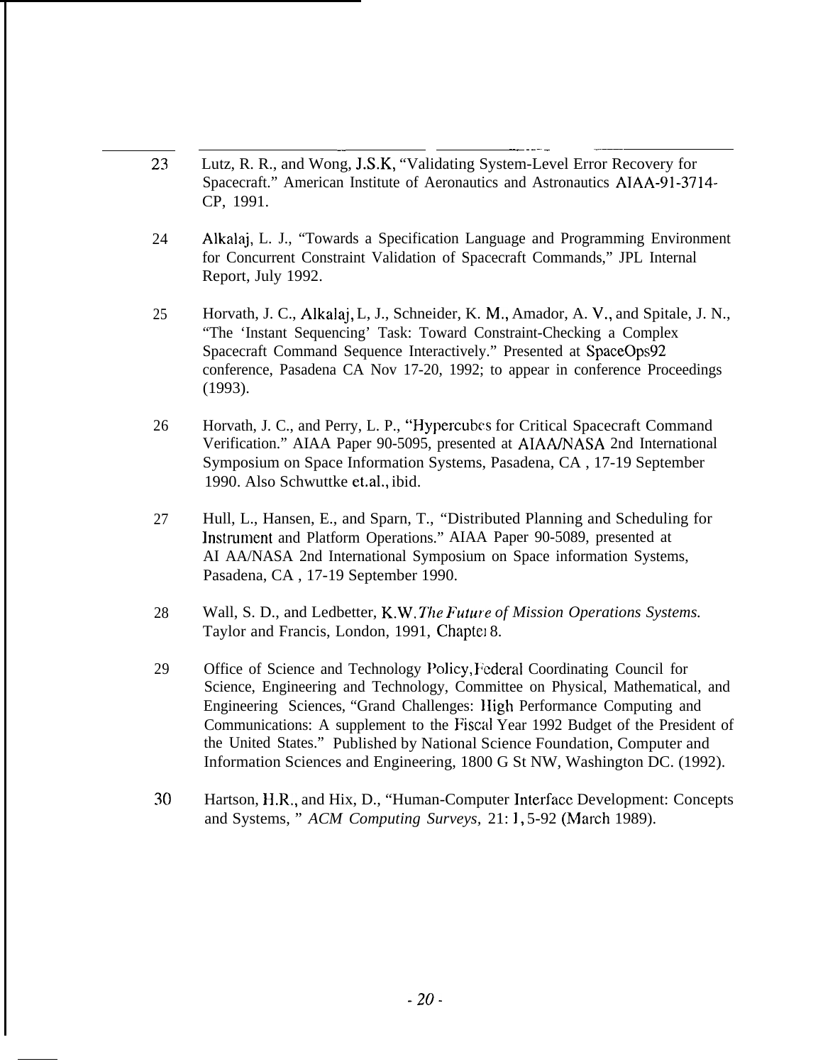23 Lutz, R. R., and Wong, J.S.K, "Validating System-Level Error Recovery for Spacecraft." American Institute of Aeronautics and Astronautics AIAA-91-3714-CP, 1991.

24 Alkalaj, L. J., "Towards a Specification Language and Programming Environment for Concurrent Constraint Validation of Spacecraft Commands," JPL Internal Report, July 1992.

25 Horvath, J. C., Alkalaj, L, J., Schneider, K. M., Amador, A. V., and Spitale, J. N., "The 'Instant Sequencing' Task: Toward Constraint-Checking a Complex Spacecraft Command Sequence Interactively." Presented at SpaceOps92 conference, Pasadena CA Nov 17-20, 1992; to appear in conference Proceedings (1993).

26 Horvath, J. C., and Perry, L. P., "Hypercubes for Critical Spacecraft Command Verification." AIAA Paper 90-5095, presented at AIAA/NASA 2nd International Symposium on Space Information Systems, Pasadena, CA , 17-19 September 1990. Also Schwuttke et.al., ibid.

27 Hull, L., Hansen, E., and Sparn, T., "Distributed Planning and Scheduling for Instrument and Platform Operations." AIAA Paper 90-5089, presented at AI AA/NASA 2nd International Symposium on Space information Systems, Pasadena, CA , 17-19 September 1990.

28 Wall, S. D., and Ledbetter, K.W. *The Future of Mission Operations Systems.* Taylor and Francis, London, 1991, Chapter 8.

29 Office of Science and Technology Policy, Federal Coordinating Council for Science, Engineering and Technology, Committee on Physical, Mathematical, and Engineering Sciences, "Grand Challenges: High Performance Computing and Communications: A supplement to the Fiscal Year 1992 Budget of the President of the United States." Published by National Science Foundation, Computer and Information Sciences and Engineering, 1800 G St NW, Washington DC. (1992).

30 Hartson, H.R., and Hix, D., "Human-Computer Interface Development: Concepts and Systems, " *ACM Computing Surveys,* 21: 1, 5-92 (March 1989).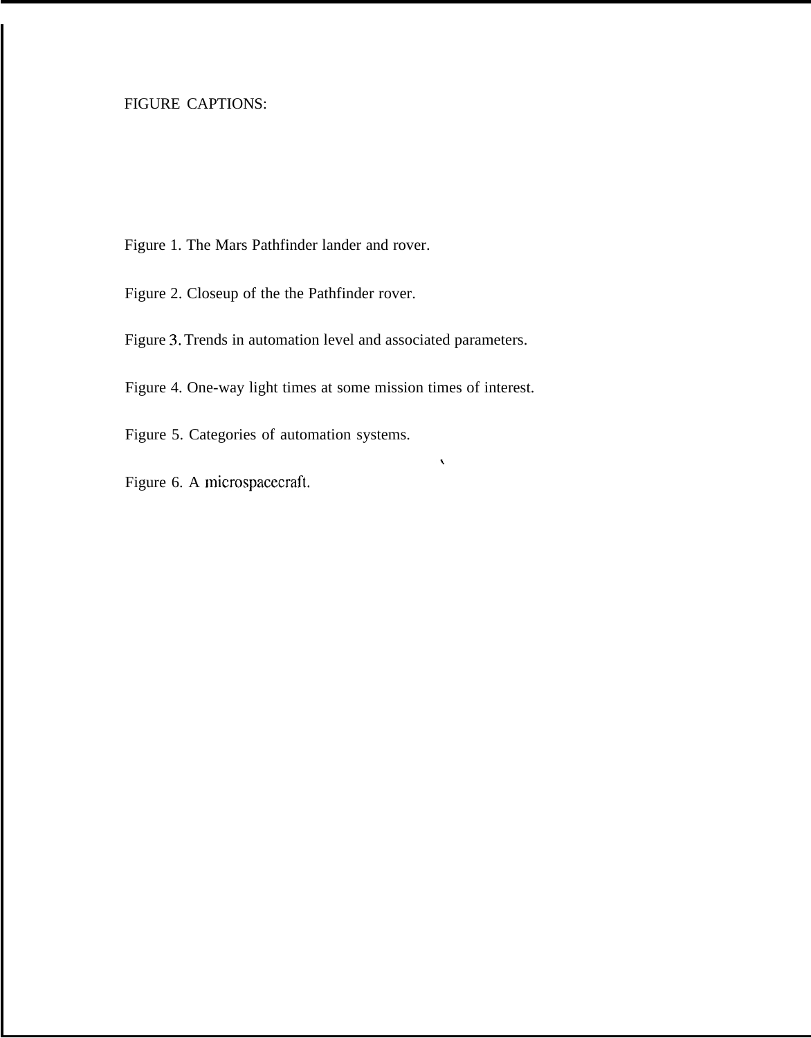FIGURE CAPTIONS:

Figure 1. The Mars Pathfinder lander and rover.

Figure 2. Closeup of the the Pathfinder rover.

Figure 3. Trends in automation level and associated parameters.

Figure 4. One-way light times at some mission times of interest.

Figure 5. Categories of automation systems.

Figure 6. A microspacecraft.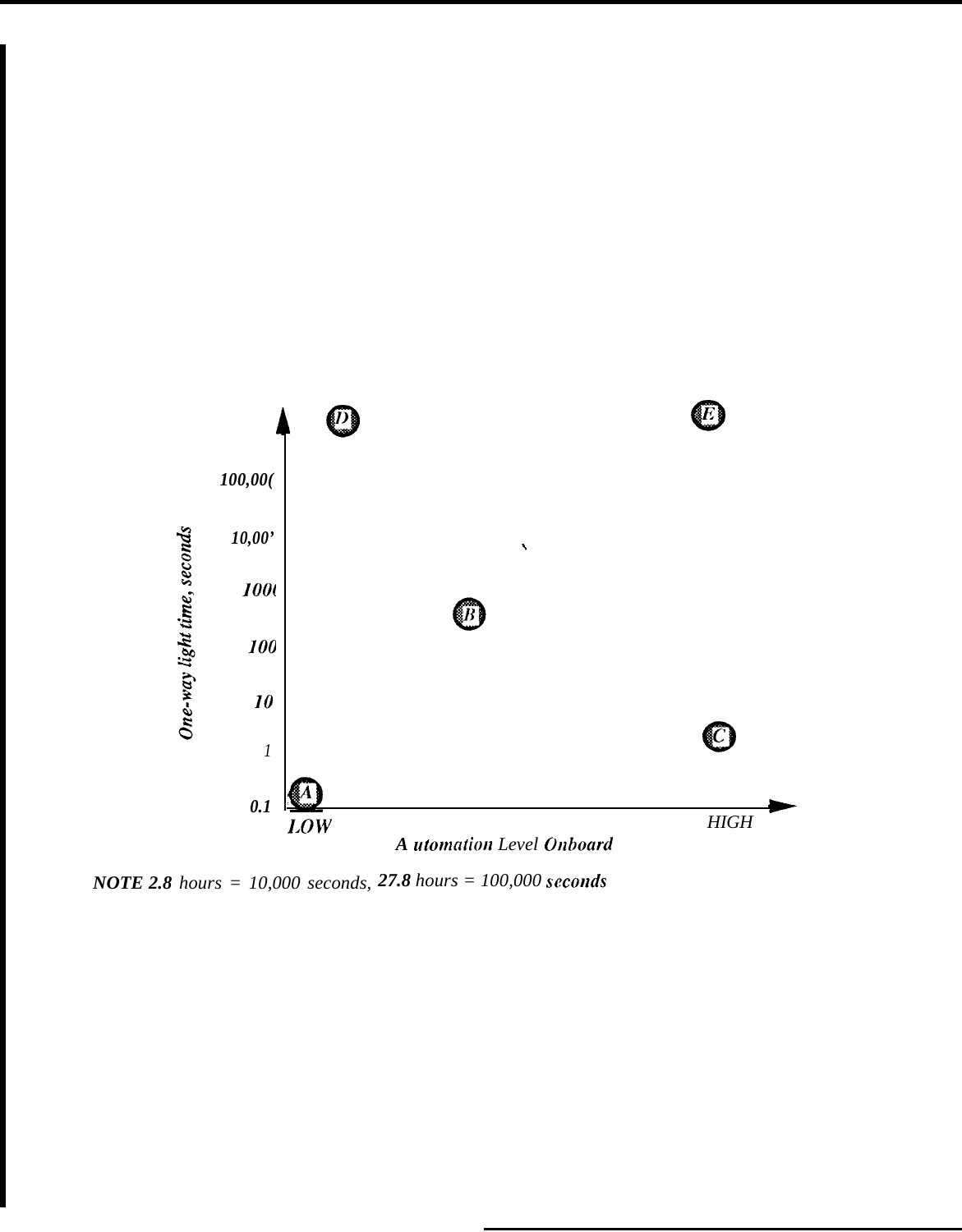*NOTE 2.8 hours = 10,000 seconds, 27.8 hours = 100,000 seconds*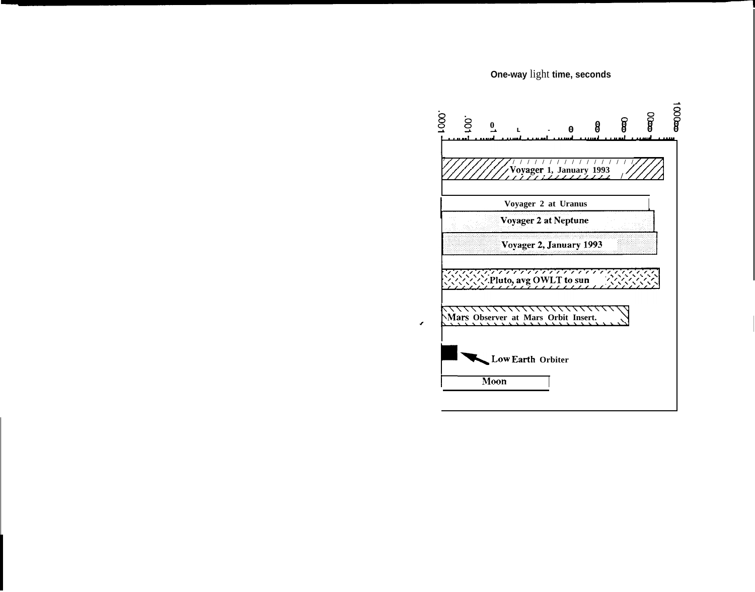**One-way light time, seconds**

.0001 .001 .01 .1 1 10 100 1000 10000 100000

Voyager 1, January 1993

Voyager 2 at Uranus

Voyager 2 at Neptune

Voyager 2, January 1993

Pluto, avg OWLT to sun

Mars Observer at Mars Orbit Insert.

Low Earth Orbiter

Moon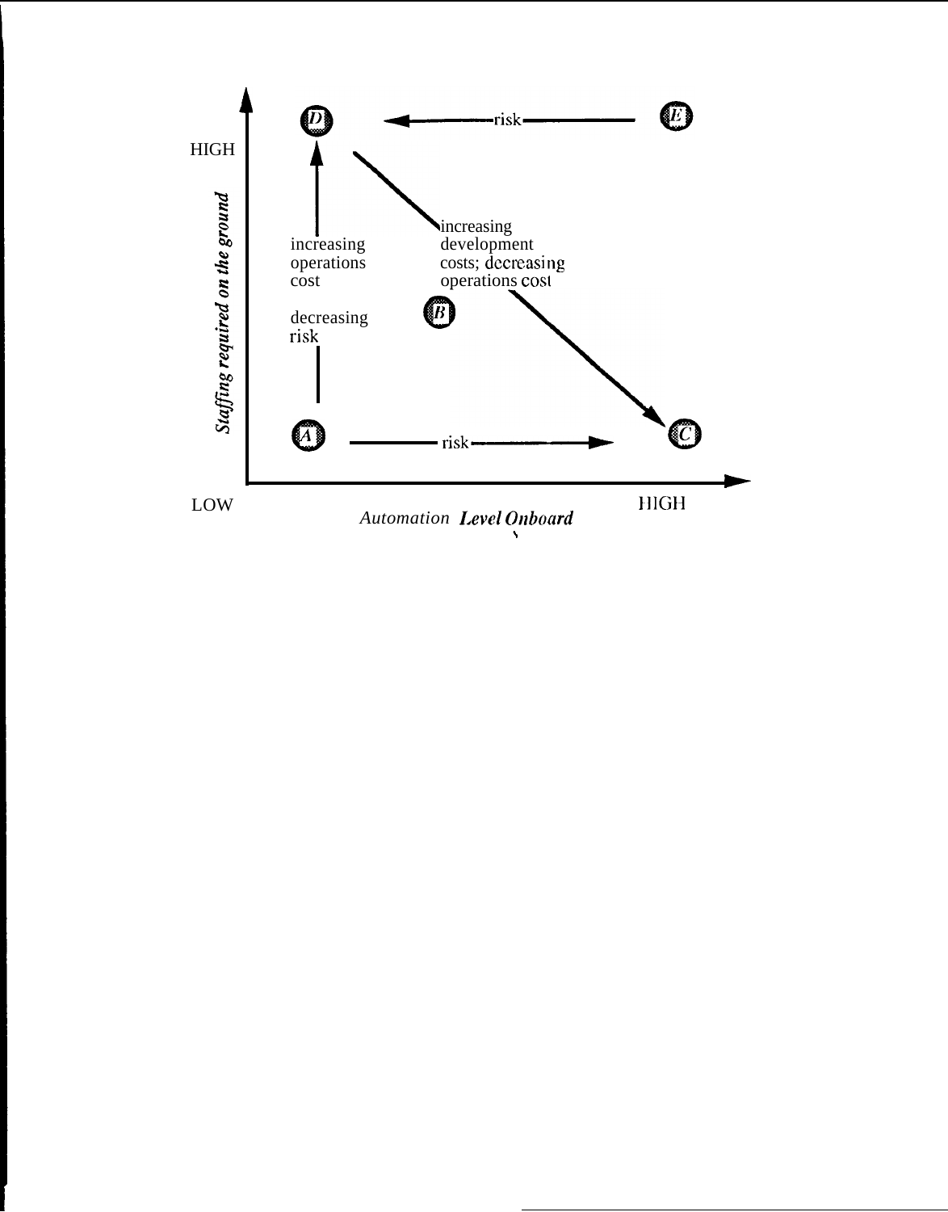HIGH

LOW

*Staffing required on the ground*

*Automation Level Onboard*

HIGH

D ← risk — E

A → D: increasing operations cost; decreasing risk

D → C: increasing development costs; decreasing operations cost

B

A — risk → C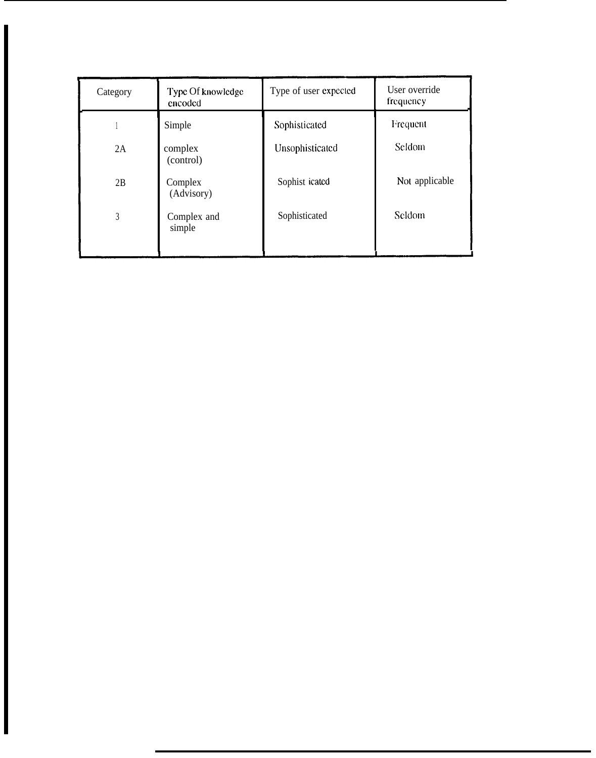| Category | Type Of knowledge encoded | Type of user expected | User override frequency |
|---|---|---|---|
| 1 | Simple | Sophisticated | Frequent |
| 2A | complex (control) | Unsophisticated | Seldom |
| 2B | Complex (Advisory) | Sophisticated | Not applicable |
| 3 | Complex and simple | Sophisticated | Seldom |